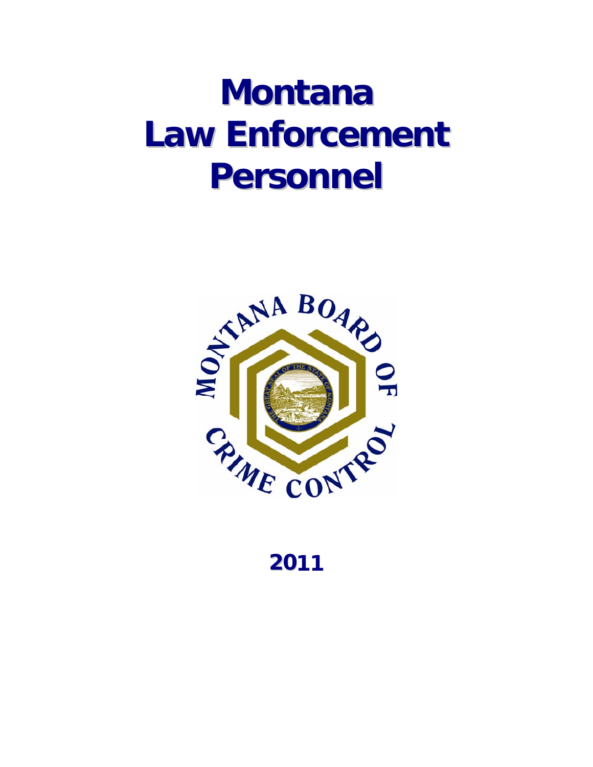# Montana Law Enforcement Personnel

2011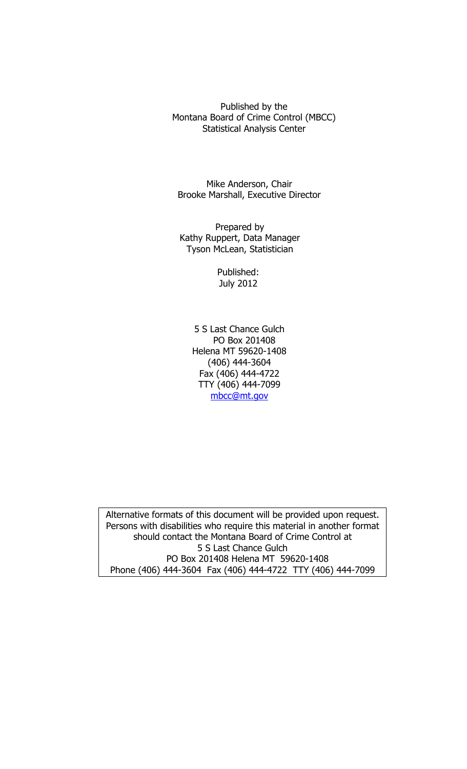Published by the
Montana Board of Crime Control (MBCC)
Statistical Analysis Center

Mike Anderson, Chair
Brooke Marshall, Executive Director

Prepared by
Kathy Ruppert, Data Manager
Tyson McLean, Statistician

Published:
July 2012

5 S Last Chance Gulch
PO Box 201408
Helena MT 59620-1408
(406) 444-3604
Fax (406) 444-4722
TTY (406) 444-7099
mbcc@mt.gov

Alternative formats of this document will be provided upon request. Persons with disabilities who require this material in another format should contact the Montana Board of Crime Control at
5 S Last Chance Gulch
PO Box 201408 Helena MT 59620-1408
Phone (406) 444-3604 Fax (406) 444-4722 TTY (406) 444-7099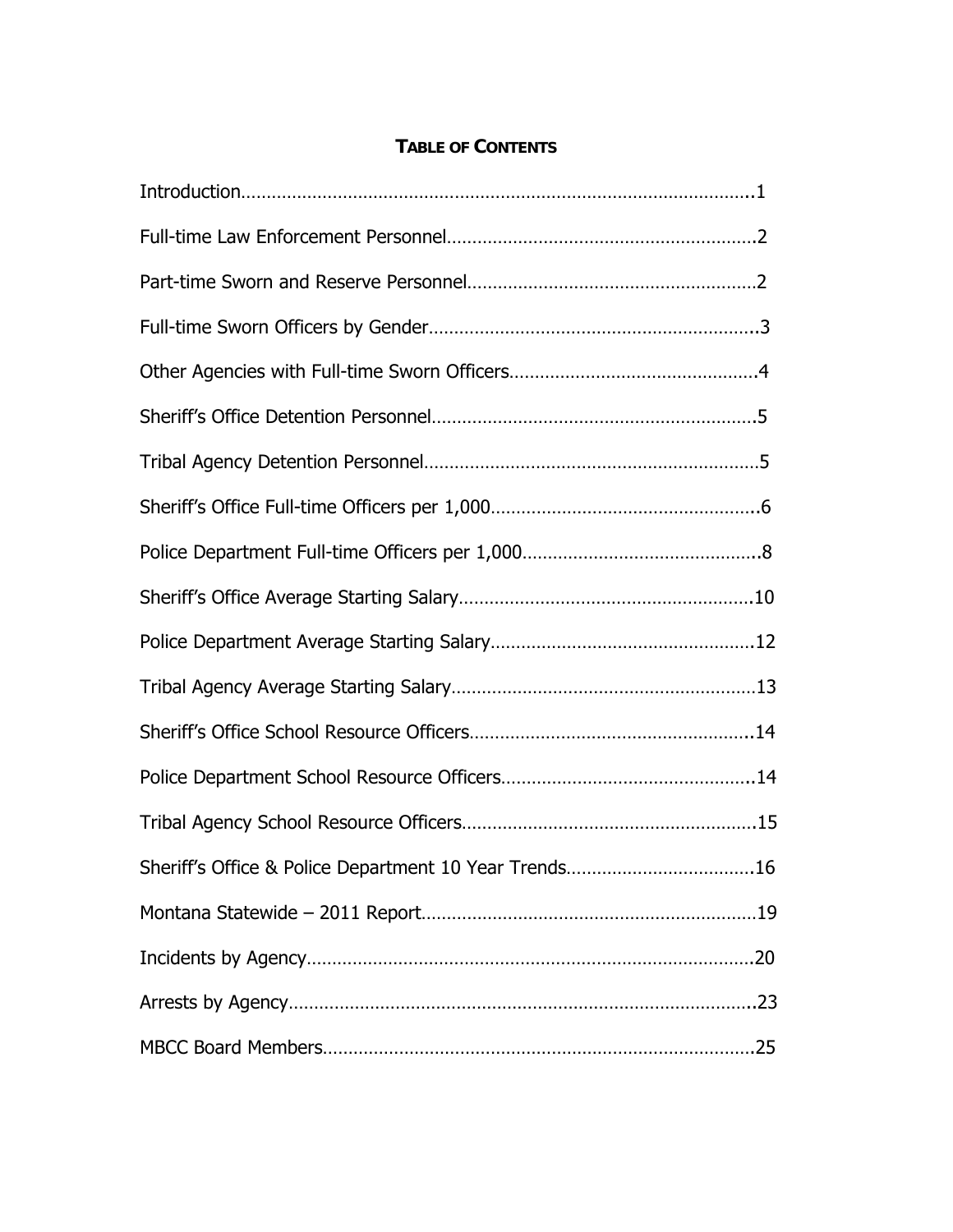## TABLE OF CONTENTS

Introduction..........................................................................................................1

Full-time Law Enforcement Personnel..............................................................2

Part-time Sworn and Reserve Personnel............................................................2

Full-time Sworn Officers by Gender...................................................................3

Other Agencies with Full-time Sworn Officers..................................................4

Sheriff's Office Detention Personnel..................................................................5

Tribal Agency Detention Personnel....................................................................5

Sheriff's Office Full-time Officers per 1,000......................................................6

Police Department Full-time Officers per 1,000................................................8

Sheriff's Office Average Starting Salary............................................................10

Police Department Average Starting Salary......................................................12

Tribal Agency Average Starting Salary..............................................................13

Sheriff's Office School Resource Officers..........................................................14

Police Department School Resource Officers....................................................14

Tribal Agency School Resource Officers............................................................15

Sheriff's Office & Police Department 10 Year Trends.......................................16

Montana Statewide – 2011 Report.....................................................................19

Incidents by Agency.............................................................................................20

Arrests by Agency................................................................................................23

MBCC Board Members.......................................................................................25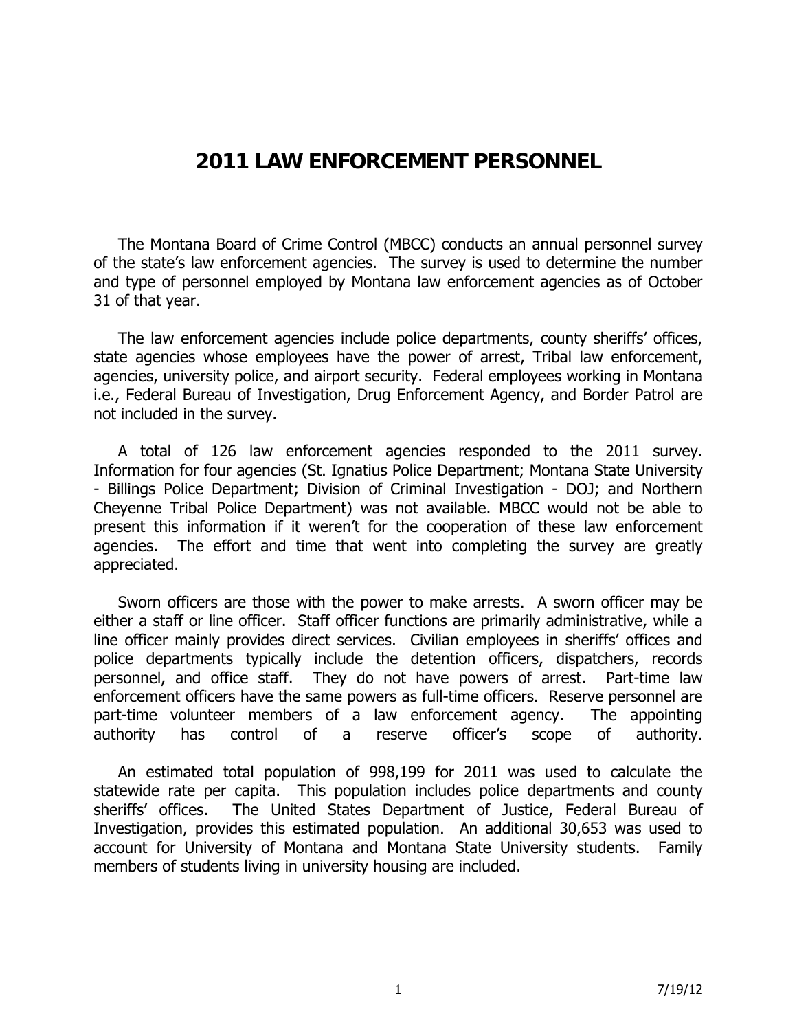# 2011 LAW ENFORCEMENT PERSONNEL

The Montana Board of Crime Control (MBCC) conducts an annual personnel survey of the state's law enforcement agencies. The survey is used to determine the number and type of personnel employed by Montana law enforcement agencies as of October 31 of that year.

The law enforcement agencies include police departments, county sheriffs' offices, state agencies whose employees have the power of arrest, Tribal law enforcement, agencies, university police, and airport security. Federal employees working in Montana i.e., Federal Bureau of Investigation, Drug Enforcement Agency, and Border Patrol are not included in the survey.

A total of 126 law enforcement agencies responded to the 2011 survey. Information for four agencies (St. Ignatius Police Department; Montana State University - Billings Police Department; Division of Criminal Investigation - DOJ; and Northern Cheyenne Tribal Police Department) was not available. MBCC would not be able to present this information if it weren't for the cooperation of these law enforcement agencies. The effort and time that went into completing the survey are greatly appreciated.

Sworn officers are those with the power to make arrests. A sworn officer may be either a staff or line officer. Staff officer functions are primarily administrative, while a line officer mainly provides direct services. Civilian employees in sheriffs' offices and police departments typically include the detention officers, dispatchers, records personnel, and office staff. They do not have powers of arrest. Part-time law enforcement officers have the same powers as full-time officers. Reserve personnel are part-time volunteer members of a law enforcement agency. The appointing authority has control of a reserve officer's scope of authority.

An estimated total population of 998,199 for 2011 was used to calculate the statewide rate per capita. This population includes police departments and county sheriffs' offices. The United States Department of Justice, Federal Bureau of Investigation, provides this estimated population. An additional 30,653 was used to account for University of Montana and Montana State University students. Family members of students living in university housing are included.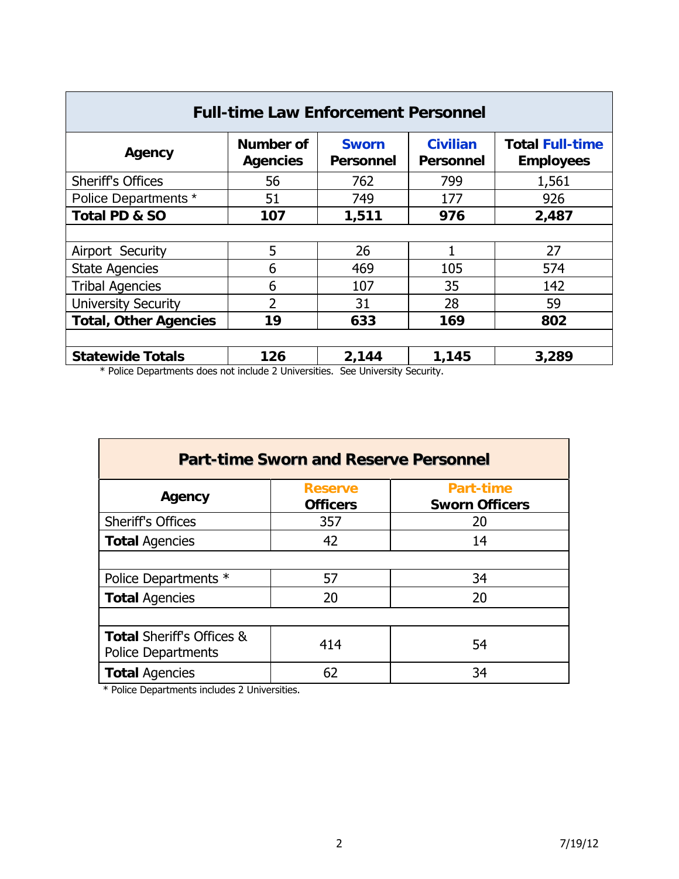## Full-time Law Enforcement Personnel

| Agency | Number of Agencies | Sworn Personnel | Civilian Personnel | Total Full-time Employees |
|---|---|---|---|---|
| Sheriff's Offices | 56 | 762 | 799 | 1,561 |
| Police Departments * | 51 | 749 | 177 | 926 |
| **Total PD & SO** | **107** | **1,511** | **976** | **2,487** |
| | | | | |
| Airport Security | 5 | 26 | 1 | 27 |
| State Agencies | 6 | 469 | 105 | 574 |
| Tribal Agencies | 6 | 107 | 35 | 142 |
| University Security | 2 | 31 | 28 | 59 |
| **Total, Other Agencies** | **19** | **633** | **169** | **802** |
| | | | | |
| **Statewide Totals** | **126** | **2,144** | **1,145** | **3,289** |

* Police Departments does not include 2 Universities. See University Security.

## Part-time Sworn and Reserve Personnel

| Agency | Reserve Officers | Part-time Sworn Officers |
|---|---|---|
| Sheriff's Offices | 357 | 20 |
| **Total** Agencies | 42 | 14 |
| | | |
| Police Departments * | 57 | 34 |
| **Total** Agencies | 20 | 20 |
| | | |
| **Total** Sheriff's Offices & Police Departments | 414 | 54 |
| **Total** Agencies | 62 | 34 |

* Police Departments includes 2 Universities.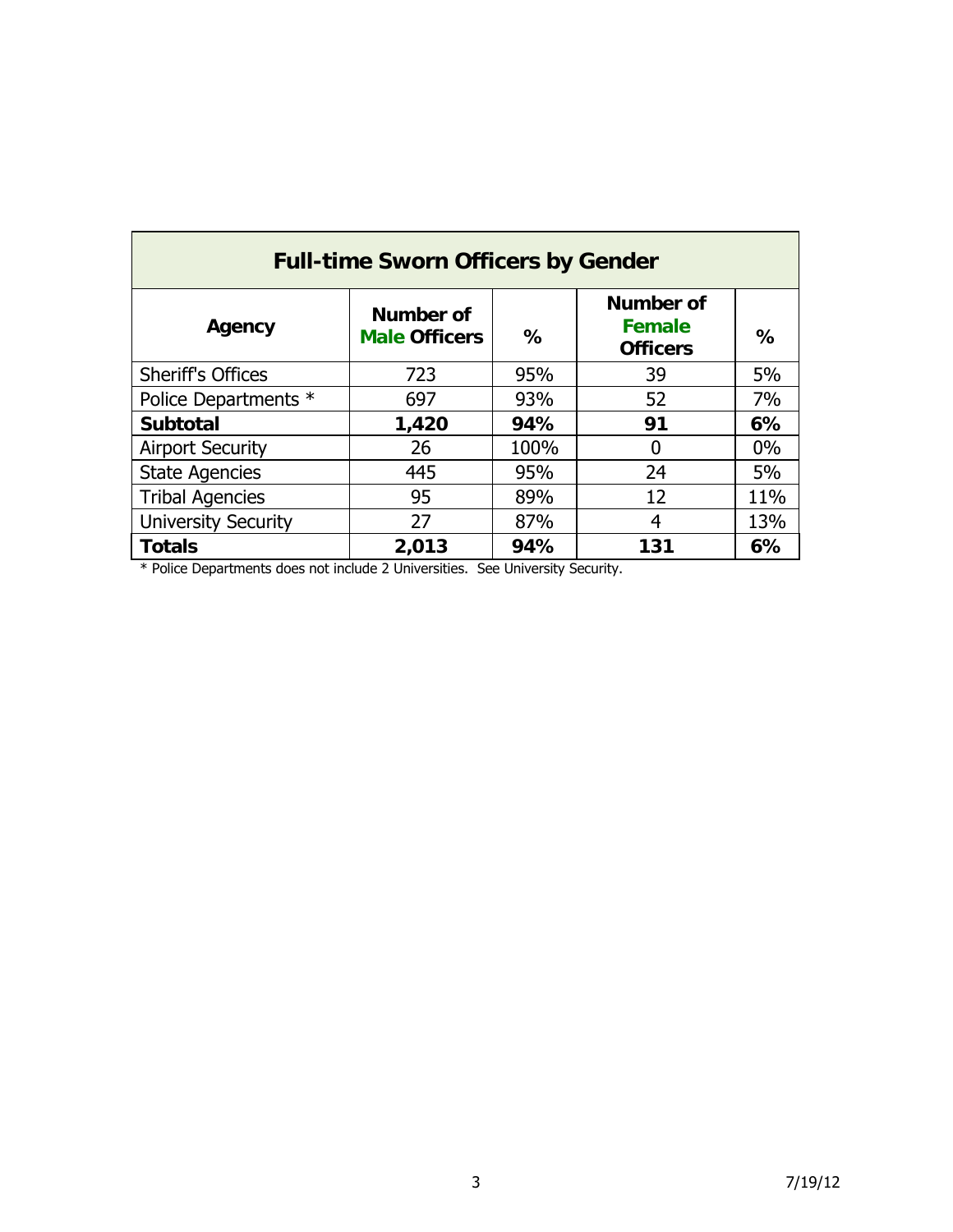| Full-time Sworn Officers by Gender | | | | |
|---|---|---|---|---|
| **Agency** | **Number of Male Officers** | **%** | **Number of Female Officers** | **%** |
| Sheriff's Offices | 723 | 95% | 39 | 5% |
| Police Departments * | 697 | 93% | 52 | 7% |
| **Subtotal** | **1,420** | **94%** | **91** | **6%** |
| Airport Security | 26 | 100% | 0 | 0% |
| State Agencies | 445 | 95% | 24 | 5% |
| Tribal Agencies | 95 | 89% | 12 | 11% |
| University Security | 27 | 87% | 4 | 13% |
| **Totals** | **2,013** | **94%** | **131** | **6%** |

* Police Departments does not include 2 Universities. See University Security.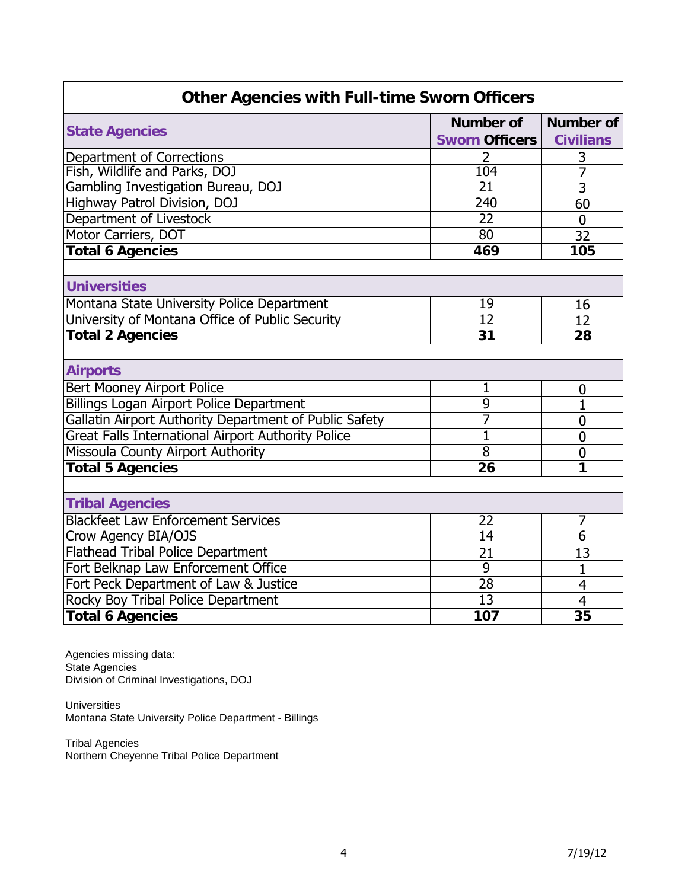# Other Agencies with Full-time Sworn Officers

| State Agencies | Number of Sworn Officers | Number of Civilians |
|---|---|---|
| Department of Corrections | 2 | 3 |
| Fish, Wildlife and Parks, DOJ | 104 | 7 |
| Gambling Investigation Bureau, DOJ | 21 | 3 |
| Highway Patrol Division, DOJ | 240 | 60 |
| Department of Livestock | 22 | 0 |
| Motor Carriers, DOT | 80 | 32 |
| **Total 6 Agencies** | **469** | **105** |
| | | |
| **Universities** | | |
| Montana State University Police Department | 19 | 16 |
| University of Montana Office of Public Security | 12 | 12 |
| **Total 2 Agencies** | **31** | **28** |
| | | |
| **Airports** | | |
| Bert Mooney Airport Police | 1 | 0 |
| Billings Logan Airport Police Department | 9 | 1 |
| Gallatin Airport Authority Department of Public Safety | 7 | 0 |
| Great Falls International Airport Authority Police | 1 | 0 |
| Missoula County Airport Authority | 8 | 0 |
| **Total 5 Agencies** | **26** | **1** |
| | | |
| **Tribal Agencies** | | |
| Blackfeet Law Enforcement Services | 22 | 7 |
| Crow Agency BIA/OJS | 14 | 6 |
| Flathead Tribal Police Department | 21 | 13 |
| Fort Belknap Law Enforcement Office | 9 | 1 |
| Fort Peck Department of Law & Justice | 28 | 4 |
| Rocky Boy Tribal Police Department | 13 | 4 |
| **Total 6 Agencies** | **107** | **35** |

Agencies missing data:
State Agencies
Division of Criminal Investigations, DOJ

Universities
Montana State University Police Department - Billings

Tribal Agencies
Northern Cheyenne Tribal Police Department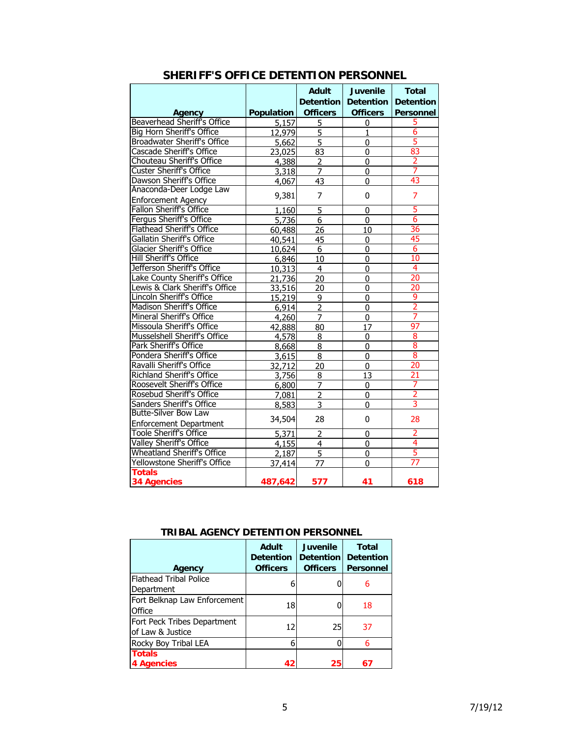## SHERIFF'S OFFICE DETENTION PERSONNEL

| Agency | Population | Adult Detention Officers | Juvenile Detention Officers | Total Detention Personnel |
|---|---|---|---|---|
| Beaverhead Sheriff's Office | 5,157 | 5 | 0 | 5 |
| Big Horn Sheriff's Office | 12,979 | 5 | 1 | 6 |
| Broadwater Sheriff's Office | 5,662 | 5 | 0 | 5 |
| Cascade Sheriff's Office | 23,025 | 83 | 0 | 83 |
| Chouteau Sheriff's Office | 4,388 | 2 | 0 | 2 |
| Custer Sheriff's Office | 3,318 | 7 | 0 | 7 |
| Dawson Sheriff's Office | 4,067 | 43 | 0 | 43 |
| Anaconda-Deer Lodge Law Enforcement Agency | 9,381 | 7 | 0 | 7 |
| Fallon Sheriff's Office | 1,160 | 5 | 0 | 5 |
| Fergus Sheriff's Office | 5,736 | 6 | 0 | 6 |
| Flathead Sheriff's Office | 60,488 | 26 | 10 | 36 |
| Gallatin Sheriff's Office | 40,541 | 45 | 0 | 45 |
| Glacier Sheriff's Office | 10,624 | 6 | 0 | 6 |
| Hill Sheriff's Office | 6,846 | 10 | 0 | 10 |
| Jefferson Sheriff's Office | 10,313 | 4 | 0 | 4 |
| Lake County Sheriff's Office | 21,736 | 20 | 0 | 20 |
| Lewis & Clark Sheriff's Office | 33,516 | 20 | 0 | 20 |
| Lincoln Sheriff's Office | 15,219 | 9 | 0 | 9 |
| Madison Sheriff's Office | 6,914 | 2 | 0 | 2 |
| Mineral Sheriff's Office | 4,260 | 7 | 0 | 7 |
| Missoula Sheriff's Office | 42,888 | 80 | 17 | 97 |
| Musselshell Sheriff's Office | 4,578 | 8 | 0 | 8 |
| Park Sheriff's Office | 8,668 | 8 | 0 | 8 |
| Pondera Sheriff's Office | 3,615 | 8 | 0 | 8 |
| Ravalli Sheriff's Office | 32,712 | 20 | 0 | 20 |
| Richland Sheriff's Office | 3,756 | 8 | 13 | 21 |
| Roosevelt Sheriff's Office | 6,800 | 7 | 0 | 7 |
| Rosebud Sheriff's Office | 7,081 | 2 | 0 | 2 |
| Sanders Sheriff's Office | 8,583 | 3 | 0 | 3 |
| Butte-Silver Bow Law Enforcement Department | 34,504 | 28 | 0 | 28 |
| Toole Sheriff's Office | 5,371 | 2 | 0 | 2 |
| Valley Sheriff's Office | 4,155 | 4 | 0 | 4 |
| Wheatland Sheriff's Office | 2,187 | 5 | 0 | 5 |
| Yellowstone Sheriff's Office | 37,414 | 77 | 0 | 77 |
| **Totals 34 Agencies** | **487,642** | **577** | **41** | **618** |

## TRIBAL AGENCY DETENTION PERSONNEL

| Agency | Adult Detention Officers | Juvenile Detention Officers | Total Detention Personnel |
|---|---|---|---|
| Flathead Tribal Police Department | 6 | 0 | 6 |
| Fort Belknap Law Enforcement Office | 18 | 0 | 18 |
| Fort Peck Tribes Department of Law & Justice | 12 | 25 | 37 |
| Rocky Boy Tribal LEA | 6 | 0 | 6 |
| **Totals 4 Agencies** | **42** | **25** | **67** |

7/19/12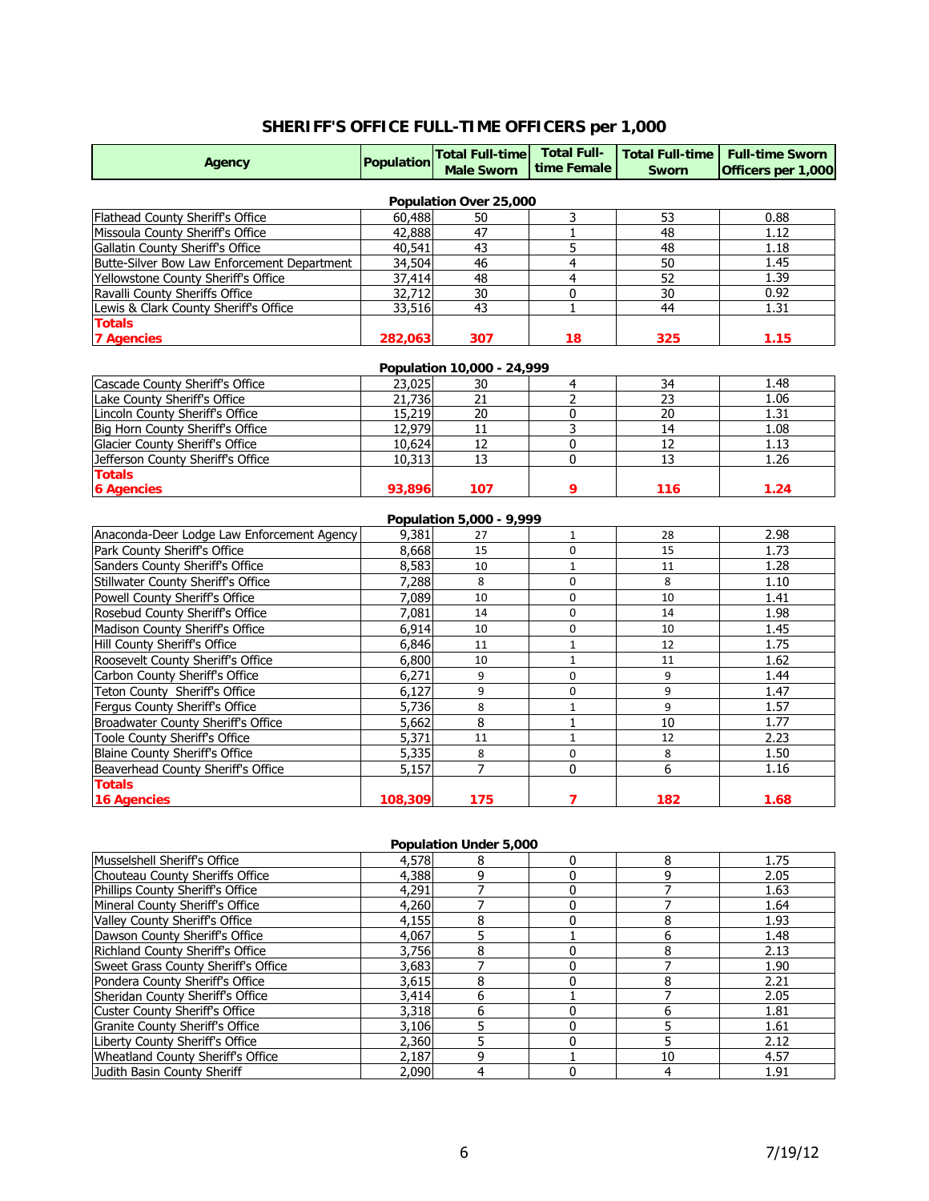## SHERIFF'S OFFICE FULL-TIME OFFICERS per 1,000

| Agency | Population | Total Full-time Male Sworn | Total Full-time Female | Total Full-time Sworn | Full-time Sworn Officers per 1,000 |
|---|---|---|---|---|---|
| **Population Over 25,000** | | | | | |
| Flathead County Sheriff's Office | 60,488 | 50 | 3 | 53 | 0.88 |
| Missoula County Sheriff's Office | 42,888 | 47 | 1 | 48 | 1.12 |
| Gallatin County Sheriff's Office | 40,541 | 43 | 5 | 48 | 1.18 |
| Butte-Silver Bow Law Enforcement Department | 34,504 | 46 | 4 | 50 | 1.45 |
| Yellowstone County Sheriff's Office | 37,414 | 48 | 4 | 52 | 1.39 |
| Ravalli County Sheriffs Office | 32,712 | 30 | 0 | 30 | 0.92 |
| Lewis & Clark County Sheriff's Office | 33,516 | 43 | 1 | 44 | 1.31 |
| **Totals 7 Agencies** | **282,063** | **307** | **18** | **325** | **1.15** |
| **Population 10,000 - 24,999** | | | | | |
| Cascade County Sheriff's Office | 23,025 | 30 | 4 | 34 | 1.48 |
| Lake County Sheriff's Office | 21,736 | 21 | 2 | 23 | 1.06 |
| Lincoln County Sheriff's Office | 15,219 | 20 | 0 | 20 | 1.31 |
| Big Horn County Sheriff's Office | 12,979 | 11 | 3 | 14 | 1.08 |
| Glacier County Sheriff's Office | 10,624 | 12 | 0 | 12 | 1.13 |
| Jefferson County Sheriff's Office | 10,313 | 13 | 0 | 13 | 1.26 |
| **Totals 6 Agencies** | **93,896** | **107** | **9** | **116** | **1.24** |
| **Population 5,000 - 9,999** | | | | | |
| Anaconda-Deer Lodge Law Enforcement Agency | 9,381 | 27 | 1 | 28 | 2.98 |
| Park County Sheriff's Office | 8,668 | 15 | 0 | 15 | 1.73 |
| Sanders County Sheriff's Office | 8,583 | 10 | 1 | 11 | 1.28 |
| Stillwater County Sheriff's Office | 7,288 | 8 | 0 | 8 | 1.10 |
| Powell County Sheriff's Office | 7,089 | 10 | 0 | 10 | 1.41 |
| Rosebud County Sheriff's Office | 7,081 | 14 | 0 | 14 | 1.98 |
| Madison County Sheriff's Office | 6,914 | 10 | 0 | 10 | 1.45 |
| Hill County Sheriff's Office | 6,846 | 11 | 1 | 12 | 1.75 |
| Roosevelt County Sheriff's Office | 6,800 | 10 | 1 | 11 | 1.62 |
| Carbon County Sheriff's Office | 6,271 | 9 | 0 | 9 | 1.44 |
| Teton County Sheriff's Office | 6,127 | 9 | 0 | 9 | 1.47 |
| Fergus County Sheriff's Office | 5,736 | 8 | 1 | 9 | 1.57 |
| Broadwater County Sheriff's Office | 5,662 | 8 | 1 | 10 | 1.77 |
| Toole County Sheriff's Office | 5,371 | 11 | 1 | 12 | 2.23 |
| Blaine County Sheriff's Office | 5,335 | 8 | 0 | 8 | 1.50 |
| Beaverhead County Sheriff's Office | 5,157 | 7 | 0 | 6 | 1.16 |
| **Totals 16 Agencies** | **108,309** | **175** | **7** | **182** | **1.68** |
| **Population Under 5,000** | | | | | |
| Musselshell Sheriff's Office | 4,578 | 8 | 0 | 8 | 1.75 |
| Chouteau County Sheriffs Office | 4,388 | 9 | 0 | 9 | 2.05 |
| Phillips County Sheriff's Office | 4,291 | 7 | 0 | 7 | 1.63 |
| Mineral County Sheriff's Office | 4,260 | 7 | 0 | 7 | 1.64 |
| Valley County Sheriff's Office | 4,155 | 8 | 0 | 8 | 1.93 |
| Dawson County Sheriff's Office | 4,067 | 5 | 1 | 6 | 1.48 |
| Richland County Sheriff's Office | 3,756 | 8 | 0 | 8 | 2.13 |
| Sweet Grass County Sheriff's Office | 3,683 | 7 | 0 | 7 | 1.90 |
| Pondera County Sheriff's Office | 3,615 | 8 | 0 | 8 | 2.21 |
| Sheridan County Sheriff's Office | 3,414 | 6 | 1 | 7 | 2.05 |
| Custer County Sheriff's Office | 3,318 | 6 | 0 | 6 | 1.81 |
| Granite County Sheriff's Office | 3,106 | 5 | 0 | 5 | 1.61 |
| Liberty County Sheriff's Office | 2,360 | 5 | 0 | 5 | 2.12 |
| Wheatland County Sheriff's Office | 2,187 | 9 | 1 | 10 | 4.57 |
| Judith Basin County Sheriff | 2,090 | 4 | 0 | 4 | 1.91 |

7/19/12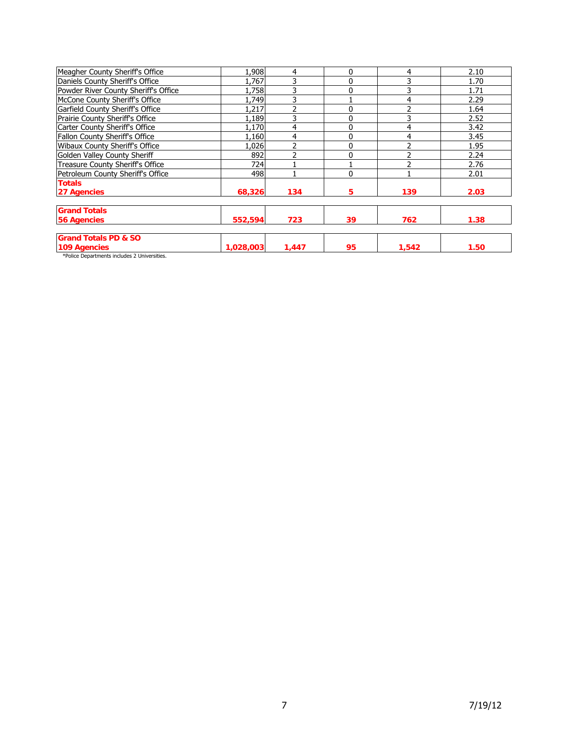| | | | | | |
|---|---|---|---|---|---|
| Meagher County Sheriff's Office | 1,908 | 4 | 0 | 4 | 2.10 |
| Daniels County Sheriff's Office | 1,767 | 3 | 0 | 3 | 1.70 |
| Powder River County Sheriff's Office | 1,758 | 3 | 0 | 3 | 1.71 |
| McCone County Sheriff's Office | 1,749 | 3 | 1 | 4 | 2.29 |
| Garfield County Sheriff's Office | 1,217 | 2 | 0 | 2 | 1.64 |
| Prairie County Sheriff's Office | 1,189 | 3 | 0 | 3 | 2.52 |
| Carter County Sheriff's Office | 1,170 | 4 | 0 | 4 | 3.42 |
| Fallon County Sheriff's Office | 1,160 | 4 | 0 | 4 | 3.45 |
| Wibaux County Sheriff's Office | 1,026 | 2 | 0 | 2 | 1.95 |
| Golden Valley County Sheriff | 892 | 2 | 0 | 2 | 2.24 |
| Treasure County Sheriff's Office | 724 | 1 | 1 | 2 | 2.76 |
| Petroleum County Sheriff's Office | 498 | 1 | 0 | 1 | 2.01 |
| **Totals 27 Agencies** | **68,326** | **134** | **5** | **139** | **2.03** |
| **Grand Totals 56 Agencies** | **552,594** | **723** | **39** | **762** | **1.38** |
| **Grand Totals PD & SO 109 Agencies** | **1,028,003** | **1,447** | **95** | **1,542** | **1.50** |

*Police Departments includes 2 Universities.

7/19/12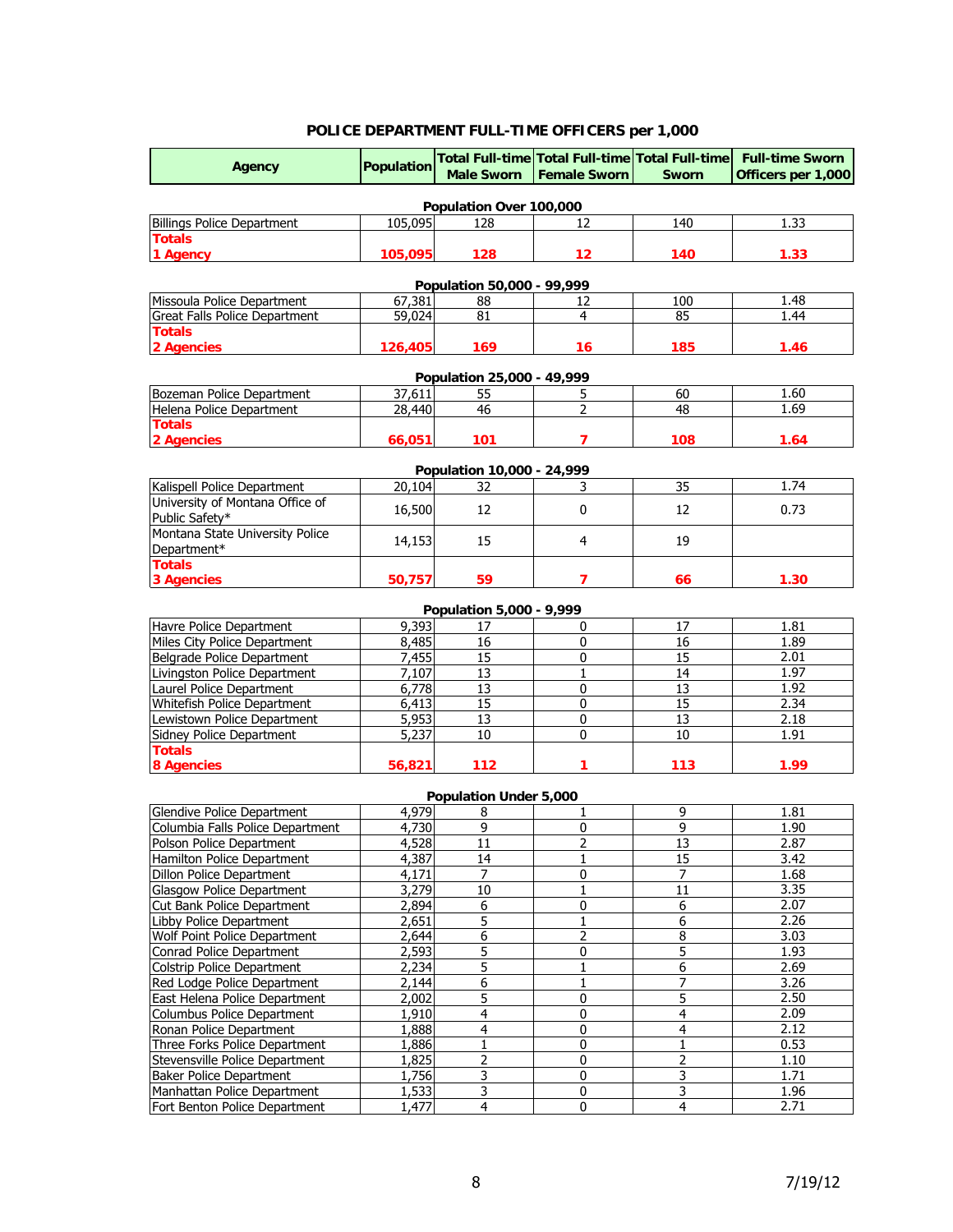## POLICE DEPARTMENT FULL-TIME OFFICERS per 1,000

| Agency | Population | Total Full-time Male Sworn | Total Full-time Female Sworn | Total Full-time Sworn | Full-time Sworn Officers per 1,000 |
|---|---|---|---|---|---|
| **Population Over 100,000** | | | | | |
| Billings Police Department | 105,095 | 128 | 12 | 140 | 1.33 |
| **Totals 1 Agency** | **105,095** | **128** | **12** | **140** | **1.33** |
| **Population 50,000 - 99,999** | | | | | |
| Missoula Police Department | 67,381 | 88 | 12 | 100 | 1.48 |
| Great Falls Police Department | 59,024 | 81 | 4 | 85 | 1.44 |
| **Totals 2 Agencies** | **126,405** | **169** | **16** | **185** | **1.46** |
| **Population 25,000 - 49,999** | | | | | |
| Bozeman Police Department | 37,611 | 55 | 5 | 60 | 1.60 |
| Helena Police Department | 28,440 | 46 | 2 | 48 | 1.69 |
| **Totals 2 Agencies** | **66,051** | **101** | **7** | **108** | **1.64** |
| **Population 10,000 - 24,999** | | | | | |
| Kalispell Police Department | 20,104 | 32 | 3 | 35 | 1.74 |
| University of Montana Office of Public Safety* | 16,500 | 12 | 0 | 12 | 0.73 |
| Montana State University Police Department* | 14,153 | 15 | 4 | 19 | |
| **Totals 3 Agencies** | **50,757** | **59** | **7** | **66** | **1.30** |
| **Population 5,000 - 9,999** | | | | | |
| Havre Police Department | 9,393 | 17 | 0 | 17 | 1.81 |
| Miles City Police Department | 8,485 | 16 | 0 | 16 | 1.89 |
| Belgrade Police Department | 7,455 | 15 | 0 | 15 | 2.01 |
| Livingston Police Department | 7,107 | 13 | 1 | 14 | 1.97 |
| Laurel Police Department | 6,778 | 13 | 0 | 13 | 1.92 |
| Whitefish Police Department | 6,413 | 15 | 0 | 15 | 2.34 |
| Lewistown Police Department | 5,953 | 13 | 0 | 13 | 2.18 |
| Sidney Police Department | 5,237 | 10 | 0 | 10 | 1.91 |
| **Totals 8 Agencies** | **56,821** | **112** | **1** | **113** | **1.99** |
| **Population Under 5,000** | | | | | |
| Glendive Police Department | 4,979 | 8 | 1 | 9 | 1.81 |
| Columbia Falls Police Department | 4,730 | 9 | 0 | 9 | 1.90 |
| Polson Police Department | 4,528 | 11 | 2 | 13 | 2.87 |
| Hamilton Police Department | 4,387 | 14 | 1 | 15 | 3.42 |
| Dillon Police Department | 4,171 | 7 | 0 | 7 | 1.68 |
| Glasgow Police Department | 3,279 | 10 | 1 | 11 | 3.35 |
| Cut Bank Police Department | 2,894 | 6 | 0 | 6 | 2.07 |
| Libby Police Department | 2,651 | 5 | 1 | 6 | 2.26 |
| Wolf Point Police Department | 2,644 | 6 | 2 | 8 | 3.03 |
| Conrad Police Department | 2,593 | 5 | 0 | 5 | 1.93 |
| Colstrip Police Department | 2,234 | 5 | 1 | 6 | 2.69 |
| Red Lodge Police Department | 2,144 | 6 | 1 | 7 | 3.26 |
| East Helena Police Department | 2,002 | 5 | 0 | 5 | 2.50 |
| Columbus Police Department | 1,910 | 4 | 0 | 4 | 2.09 |
| Ronan Police Department | 1,888 | 4 | 0 | 4 | 2.12 |
| Three Forks Police Department | 1,886 | 1 | 0 | 1 | 0.53 |
| Stevensville Police Department | 1,825 | 2 | 0 | 2 | 1.10 |
| Baker Police Department | 1,756 | 3 | 0 | 3 | 1.71 |
| Manhattan Police Department | 1,533 | 3 | 0 | 3 | 1.96 |
| Fort Benton Police Department | 1,477 | 4 | 0 | 4 | 2.71 |

7/19/12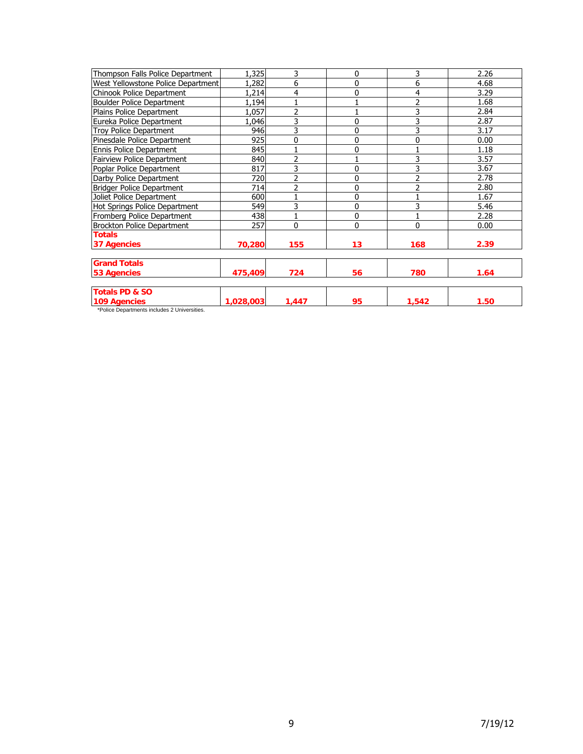| | | | | | |
|---|---|---|---|---|---|
| Thompson Falls Police Department | 1,325 | 3 | 0 | 3 | 2.26 |
| West Yellowstone Police Department | 1,282 | 6 | 0 | 6 | 4.68 |
| Chinook Police Department | 1,214 | 4 | 0 | 4 | 3.29 |
| Boulder Police Department | 1,194 | 1 | 1 | 2 | 1.68 |
| Plains Police Department | 1,057 | 2 | 1 | 3 | 2.84 |
| Eureka Police Department | 1,046 | 3 | 0 | 3 | 2.87 |
| Troy Police Department | 946 | 3 | 0 | 3 | 3.17 |
| Pinesdale Police Department | 925 | 0 | 0 | 0 | 0.00 |
| Ennis Police Department | 845 | 1 | 0 | 1 | 1.18 |
| Fairview Police Department | 840 | 2 | 1 | 3 | 3.57 |
| Poplar Police Department | 817 | 3 | 0 | 3 | 3.67 |
| Darby Police Department | 720 | 2 | 0 | 2 | 2.78 |
| Bridger Police Department | 714 | 2 | 0 | 2 | 2.80 |
| Joliet Police Department | 600 | 1 | 0 | 1 | 1.67 |
| Hot Springs Police Department | 549 | 3 | 0 | 3 | 5.46 |
| Fromberg Police Department | 438 | 1 | 0 | 1 | 2.28 |
| Brockton Police Department | 257 | 0 | 0 | 0 | 0.00 |
| **Totals 37 Agencies** | **70,280** | **155** | **13** | **168** | **2.39** |
| **Grand Totals 53 Agencies** | **475,409** | **724** | **56** | **780** | **1.64** |
| **Totals PD & SO 109 Agencies** | **1,028,003** | **1,447** | **95** | **1,542** | **1.50** |

*Police Departments includes 2 Universities.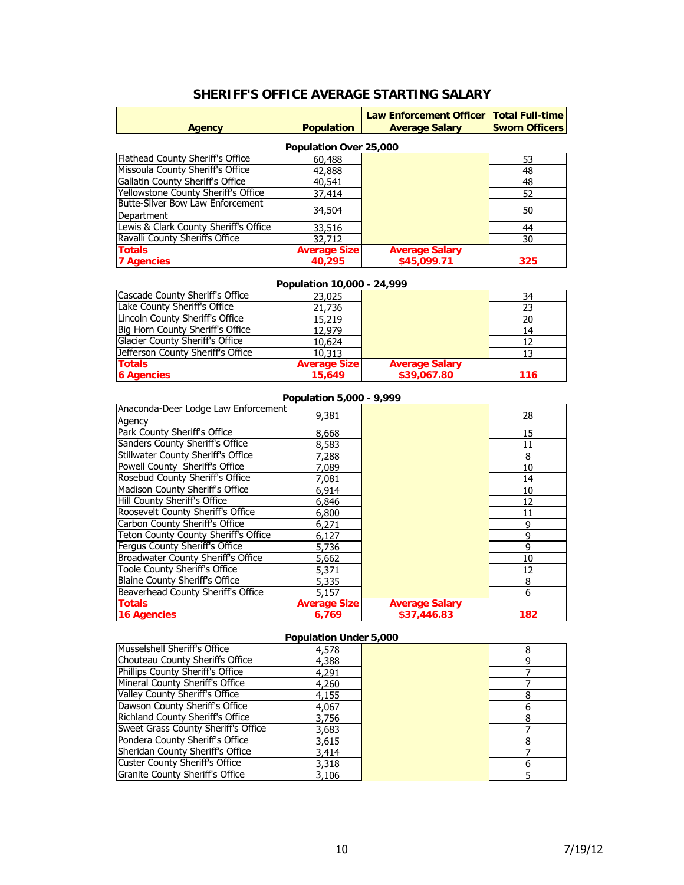# SHERIFF'S OFFICE AVERAGE STARTING SALARY

| Agency | Population | Law Enforcement Officer Average Salary | Total Full-time Sworn Officers |
|---|---|---|---|
| **Population Over 25,000** | | | |
| Flathead County Sheriff's Office | 60,488 | | 53 |
| Missoula County Sheriff's Office | 42,888 | | 48 |
| Gallatin County Sheriff's Office | 40,541 | | 48 |
| Yellowstone County Sheriff's Office | 37,414 | | 52 |
| Butte-Silver Bow Law Enforcement Department | 34,504 | | 50 |
| Lewis & Clark County Sheriff's Office | 33,516 | | 44 |
| Ravalli County Sheriffs Office | 32,712 | | 30 |
| **Totals 7 Agencies** | **Average Size 40,295** | **Average Salary $45,099.71** | **325** |
| **Population 10,000 - 24,999** | | | |
| Cascade County Sheriff's Office | 23,025 | | 34 |
| Lake County Sheriff's Office | 21,736 | | 23 |
| Lincoln County Sheriff's Office | 15,219 | | 20 |
| Big Horn County Sheriff's Office | 12,979 | | 14 |
| Glacier County Sheriff's Office | 10,624 | | 12 |
| Jefferson County Sheriff's Office | 10,313 | | 13 |
| **Totals 6 Agencies** | **Average Size 15,649** | **Average Salary $39,067.80** | **116** |
| **Population 5,000 - 9,999** | | | |
| Anaconda-Deer Lodge Law Enforcement Agency | 9,381 | | 28 |
| Park County Sheriff's Office | 8,668 | | 15 |
| Sanders County Sheriff's Office | 8,583 | | 11 |
| Stillwater County Sheriff's Office | 7,288 | | 8 |
| Powell County Sheriff's Office | 7,089 | | 10 |
| Rosebud County Sheriff's Office | 7,081 | | 14 |
| Madison County Sheriff's Office | 6,914 | | 10 |
| Hill County Sheriff's Office | 6,846 | | 12 |
| Roosevelt County Sheriff's Office | 6,800 | | 11 |
| Carbon County Sheriff's Office | 6,271 | | 9 |
| Teton County County Sheriff's Office | 6,127 | | 9 |
| Fergus County Sheriff's Office | 5,736 | | 9 |
| Broadwater County Sheriff's Office | 5,662 | | 10 |
| Toole County Sheriff's Office | 5,371 | | 12 |
| Blaine County Sheriff's Office | 5,335 | | 8 |
| Beaverhead County Sheriff's Office | 5,157 | | 6 |
| **Totals 16 Agencies** | **Average Size 6,769** | **Average Salary $37,446.83** | **182** |
| **Population Under 5,000** | | | |
| Musselshell Sheriff's Office | 4,578 | | 8 |
| Chouteau County Sheriffs Office | 4,388 | | 9 |
| Phillips County Sheriff's Office | 4,291 | | 7 |
| Mineral County Sheriff's Office | 4,260 | | 7 |
| Valley County Sheriff's Office | 4,155 | | 8 |
| Dawson County Sheriff's Office | 4,067 | | 6 |
| Richland County Sheriff's Office | 3,756 | | 8 |
| Sweet Grass County Sheriff's Office | 3,683 | | 7 |
| Pondera County Sheriff's Office | 3,615 | | 8 |
| Sheridan County Sheriff's Office | 3,414 | | 7 |
| Custer County Sheriff's Office | 3,318 | | 6 |
| Granite County Sheriff's Office | 3,106 | | 5 |

7/19/12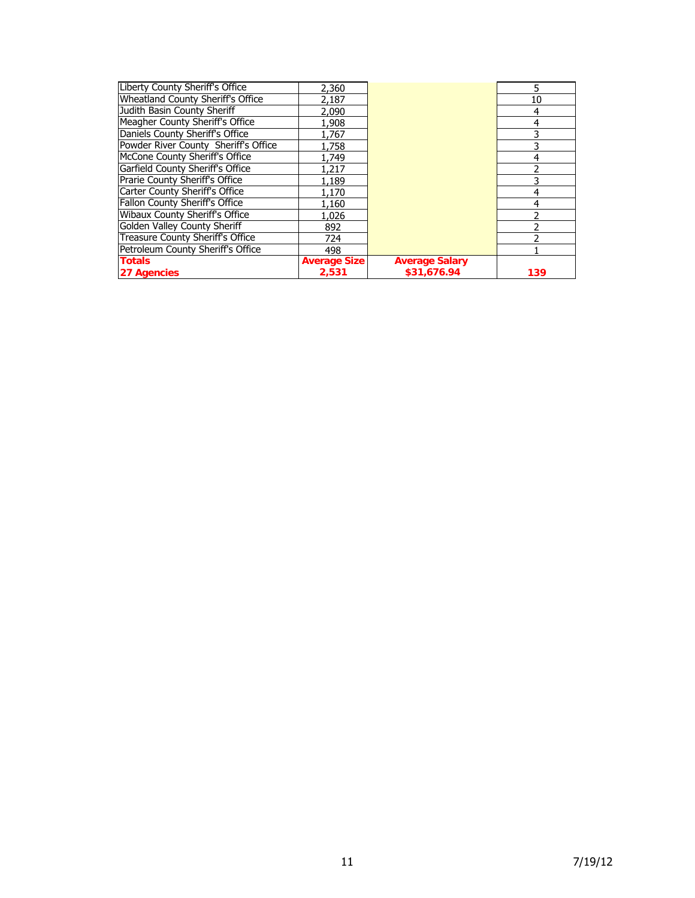| | | | |
|---|---|---|---|
| Liberty County Sheriff's Office | 2,360 | | 5 |
| Wheatland County Sheriff's Office | 2,187 | | 10 |
| Judith Basin County Sheriff | 2,090 | | 4 |
| Meagher County Sheriff's Office | 1,908 | | 4 |
| Daniels County Sheriff's Office | 1,767 | | 3 |
| Powder River County Sheriff's Office | 1,758 | | 3 |
| McCone County Sheriff's Office | 1,749 | | 4 |
| Garfield County Sheriff's Office | 1,217 | | 2 |
| Prarie County Sheriff's Office | 1,189 | | 3 |
| Carter County Sheriff's Office | 1,170 | | 4 |
| Fallon County Sheriff's Office | 1,160 | | 4 |
| Wibaux County Sheriff's Office | 1,026 | | 2 |
| Golden Valley County Sheriff | 892 | | 2 |
| Treasure County Sheriff's Office | 724 | | 2 |
| Petroleum County Sheriff's Office | 498 | | 1 |
| **Totals 27 Agencies** | **Average Size 2,531** | **Average Salary $31,676.94** | **139** |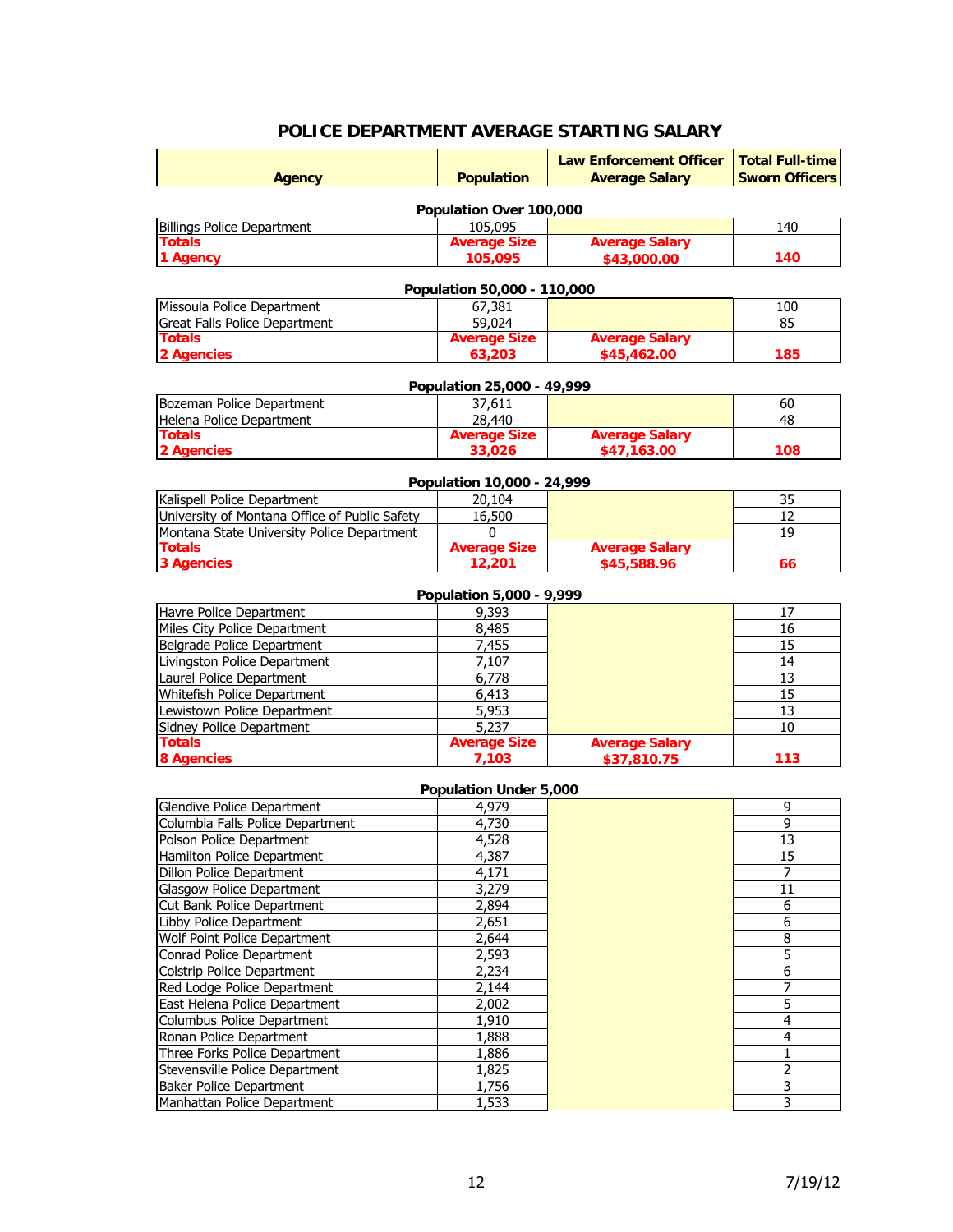## POLICE DEPARTMENT AVERAGE STARTING SALARY

| Agency | Population | Law Enforcement Officer Average Salary | Total Full-time Sworn Officers |
|---|---|---|---|
| **Population Over 100,000** | | | |
| Billings Police Department | 105,095 | | 140 |
| **Totals 1 Agency** | **Average Size 105,095** | **Average Salary $43,000.00** | **140** |
| **Population 50,000 - 110,000** | | | |
| Missoula Police Department | 67,381 | | 100 |
| Great Falls Police Department | 59,024 | | 85 |
| **Totals 2 Agencies** | **Average Size 63,203** | **Average Salary $45,462.00** | **185** |
| **Population 25,000 - 49,999** | | | |
| Bozeman Police Department | 37,611 | | 60 |
| Helena Police Department | 28,440 | | 48 |
| **Totals 2 Agencies** | **Average Size 33,026** | **Average Salary $47,163.00** | **108** |
| **Population 10,000 - 24,999** | | | |
| Kalispell Police Department | 20,104 | | 35 |
| University of Montana Office of Public Safety | 16,500 | | 12 |
| Montana State University Police Department | 0 | | 19 |
| **Totals 3 Agencies** | **Average Size 12,201** | **Average Salary $45,588.96** | **66** |
| **Population 5,000 - 9,999** | | | |
| Havre Police Department | 9,393 | | 17 |
| Miles City Police Department | 8,485 | | 16 |
| Belgrade Police Department | 7,455 | | 15 |
| Livingston Police Department | 7,107 | | 14 |
| Laurel Police Department | 6,778 | | 13 |
| Whitefish Police Department | 6,413 | | 15 |
| Lewistown Police Department | 5,953 | | 13 |
| Sidney Police Department | 5,237 | | 10 |
| **Totals 8 Agencies** | **Average Size 7,103** | **Average Salary $37,810.75** | **113** |
| **Population Under 5,000** | | | |
| Glendive Police Department | 4,979 | | 9 |
| Columbia Falls Police Department | 4,730 | | 9 |
| Polson Police Department | 4,528 | | 13 |
| Hamilton Police Department | 4,387 | | 15 |
| Dillon Police Department | 4,171 | | 7 |
| Glasgow Police Department | 3,279 | | 11 |
| Cut Bank Police Department | 2,894 | | 6 |
| Libby Police Department | 2,651 | | 6 |
| Wolf Point Police Department | 2,644 | | 8 |
| Conrad Police Department | 2,593 | | 5 |
| Colstrip Police Department | 2,234 | | 6 |
| Red Lodge Police Department | 2,144 | | 7 |
| East Helena Police Department | 2,002 | | 5 |
| Columbus Police Department | 1,910 | | 4 |
| Ronan Police Department | 1,888 | | 4 |
| Three Forks Police Department | 1,886 | | 1 |
| Stevensville Police Department | 1,825 | | 2 |
| Baker Police Department | 1,756 | | 3 |
| Manhattan Police Department | 1,533 | | 3 |

7/19/12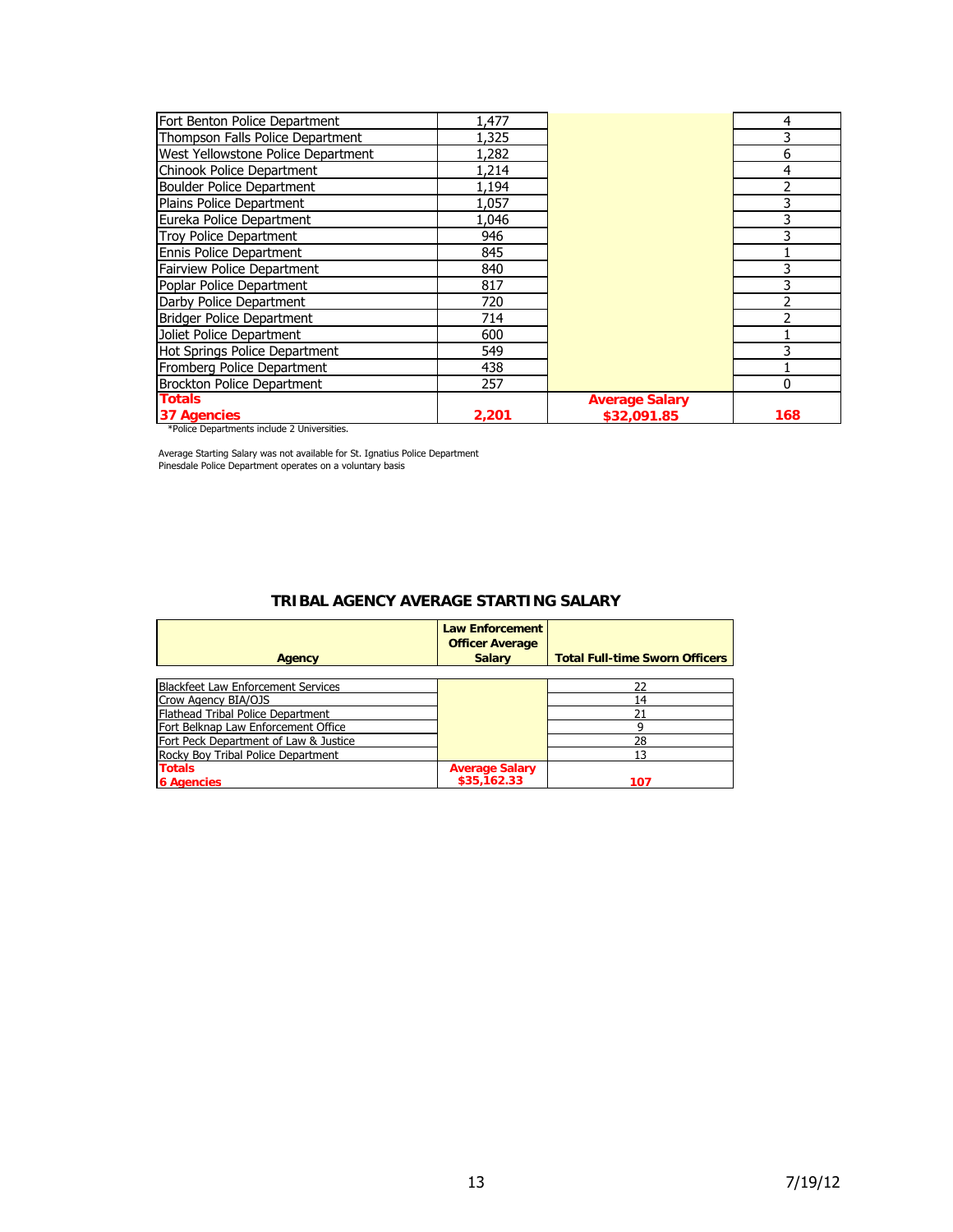| | | | |
|---|---|---|---|
| Fort Benton Police Department | 1,477 | | 4 |
| Thompson Falls Police Department | 1,325 | | 3 |
| West Yellowstone Police Department | 1,282 | | 6 |
| Chinook Police Department | 1,214 | | 4 |
| Boulder Police Department | 1,194 | | 2 |
| Plains Police Department | 1,057 | | 3 |
| Eureka Police Department | 1,046 | | 3 |
| Troy Police Department | 946 | | 3 |
| Ennis Police Department | 845 | | 1 |
| Fairview Police Department | 840 | | 3 |
| Poplar Police Department | 817 | | 3 |
| Darby Police Department | 720 | | 2 |
| Bridger Police Department | 714 | | 2 |
| Joliet Police Department | 600 | | 1 |
| Hot Springs Police Department | 549 | | 3 |
| Fromberg Police Department | 438 | | 1 |
| Brockton Police Department | 257 | | 0 |
| **Totals 37 Agencies** | **2,201** | **Average Salary $32,091.85** | **168** |

*Police Departments include 2 Universities.

Average Starting Salary was not available for St. Ignatius Police Department
Pinesdale Police Department operates on a voluntary basis

## TRIBAL AGENCY AVERAGE STARTING SALARY

| Agency | Law Enforcement Officer Average Salary | Total Full-time Sworn Officers |
|---|---|---|
| Blackfeet Law Enforcement Services | | 22 |
| Crow Agency BIA/OJS | | 14 |
| Flathead Tribal Police Department | | 21 |
| Fort Belknap Law Enforcement Office | | 9 |
| Fort Peck Department of Law & Justice | | 28 |
| Rocky Boy Tribal Police Department | | 13 |
| **Totals 6 Agencies** | **Average Salary $35,162.33** | **107** |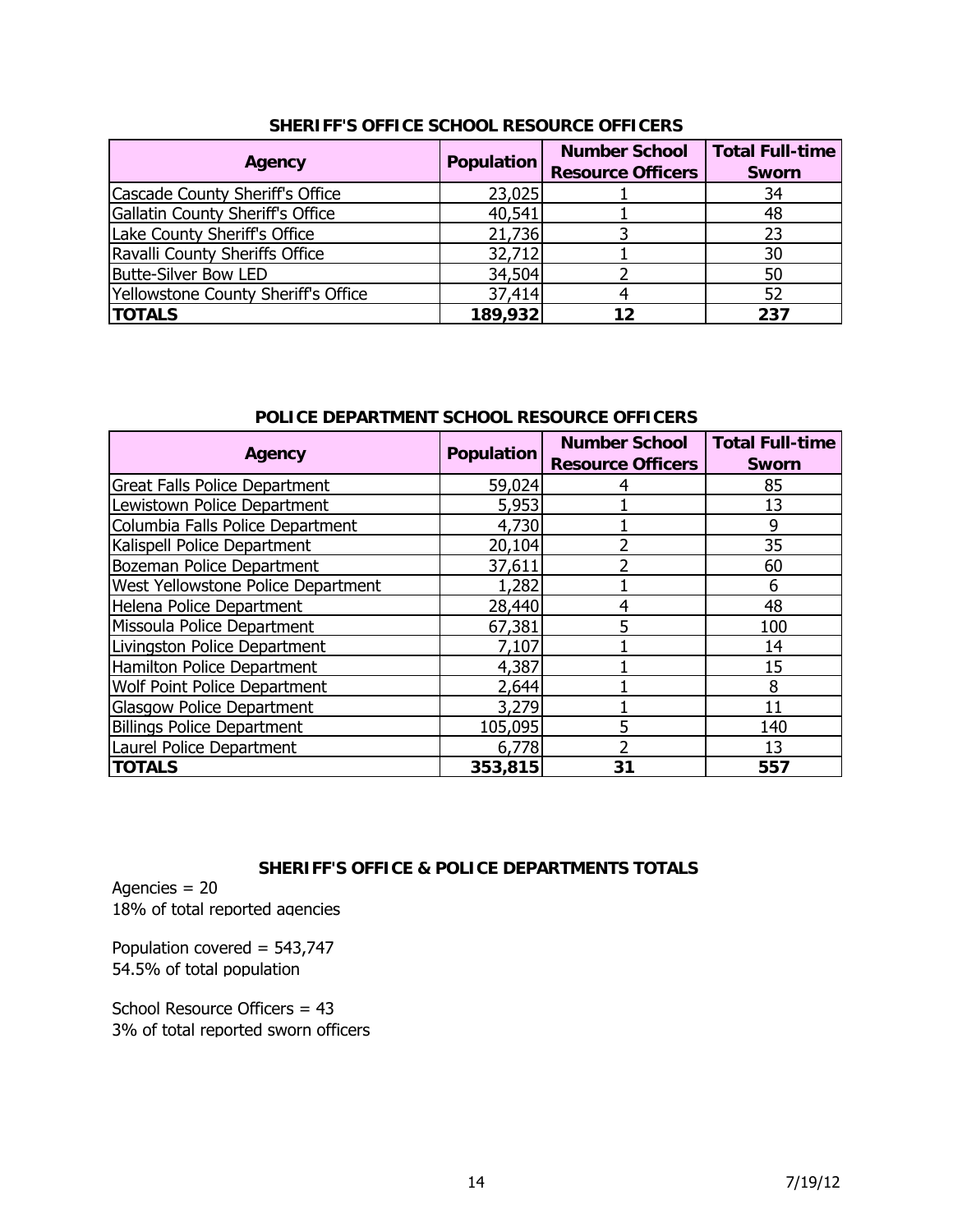## SHERIFF'S OFFICE SCHOOL RESOURCE OFFICERS

| Agency | Population | Number School Resource Officers | Total Full-time Sworn |
|---|---|---|---|
| Cascade County Sheriff's Office | 23,025 | 1 | 34 |
| Gallatin County Sheriff's Office | 40,541 | 1 | 48 |
| Lake County Sheriff's Office | 21,736 | 3 | 23 |
| Ravalli County Sheriffs Office | 32,712 | 1 | 30 |
| Butte-Silver Bow LED | 34,504 | 2 | 50 |
| Yellowstone County Sheriff's Office | 37,414 | 4 | 52 |
| **TOTALS** | **189,932** | **12** | **237** |

## POLICE DEPARTMENT SCHOOL RESOURCE OFFICERS

| Agency | Population | Number School Resource Officers | Total Full-time Sworn |
|---|---|---|---|
| Great Falls Police Department | 59,024 | 4 | 85 |
| Lewistown Police Department | 5,953 | 1 | 13 |
| Columbia Falls Police Department | 4,730 | 1 | 9 |
| Kalispell Police Department | 20,104 | 2 | 35 |
| Bozeman Police Department | 37,611 | 2 | 60 |
| West Yellowstone Police Department | 1,282 | 1 | 6 |
| Helena Police Department | 28,440 | 4 | 48 |
| Missoula Police Department | 67,381 | 5 | 100 |
| Livingston Police Department | 7,107 | 1 | 14 |
| Hamilton Police Department | 4,387 | 1 | 15 |
| Wolf Point Police Department | 2,644 | 1 | 8 |
| Glasgow Police Department | 3,279 | 1 | 11 |
| Billings Police Department | 105,095 | 5 | 140 |
| Laurel Police Department | 6,778 | 2 | 13 |
| **TOTALS** | **353,815** | **31** | **557** |

## SHERIFF'S OFFICE & POLICE DEPARTMENTS TOTALS

Agencies = 20
18% of total reported agencies

Population covered = 543,747
54.5% of total population

School Resource Officers = 43
3% of total reported sworn officers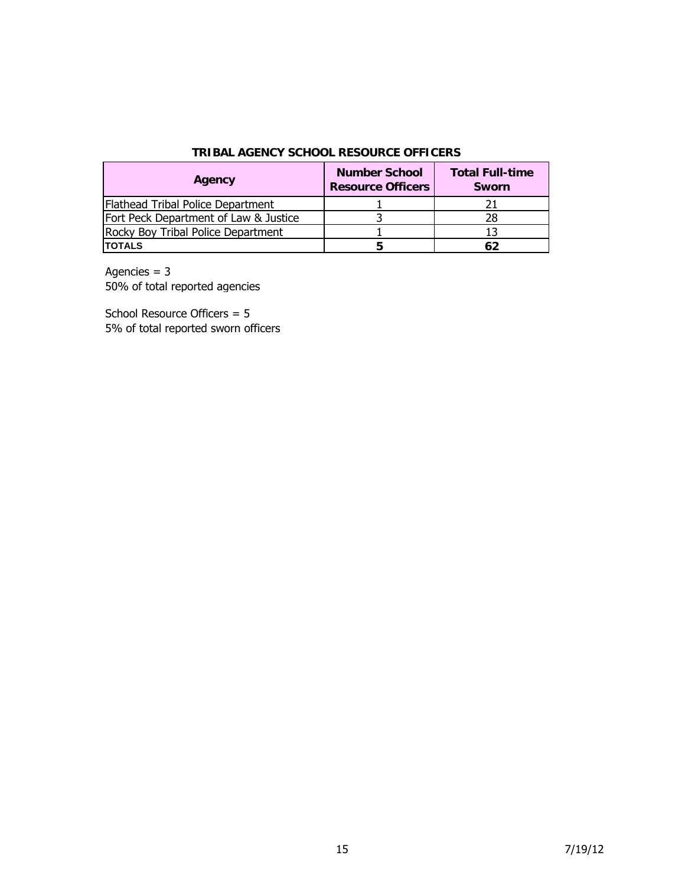## TRIBAL AGENCY SCHOOL RESOURCE OFFICERS

| Agency | Number School Resource Officers | Total Full-time Sworn |
|---|---|---|
| Flathead Tribal Police Department | 1 | 21 |
| Fort Peck Department of Law & Justice | 3 | 28 |
| Rocky Boy Tribal Police Department | 1 | 13 |
| **TOTALS** | **5** | **62** |

Agencies = 3
50% of total reported agencies

School Resource Officers = 5
5% of total reported sworn officers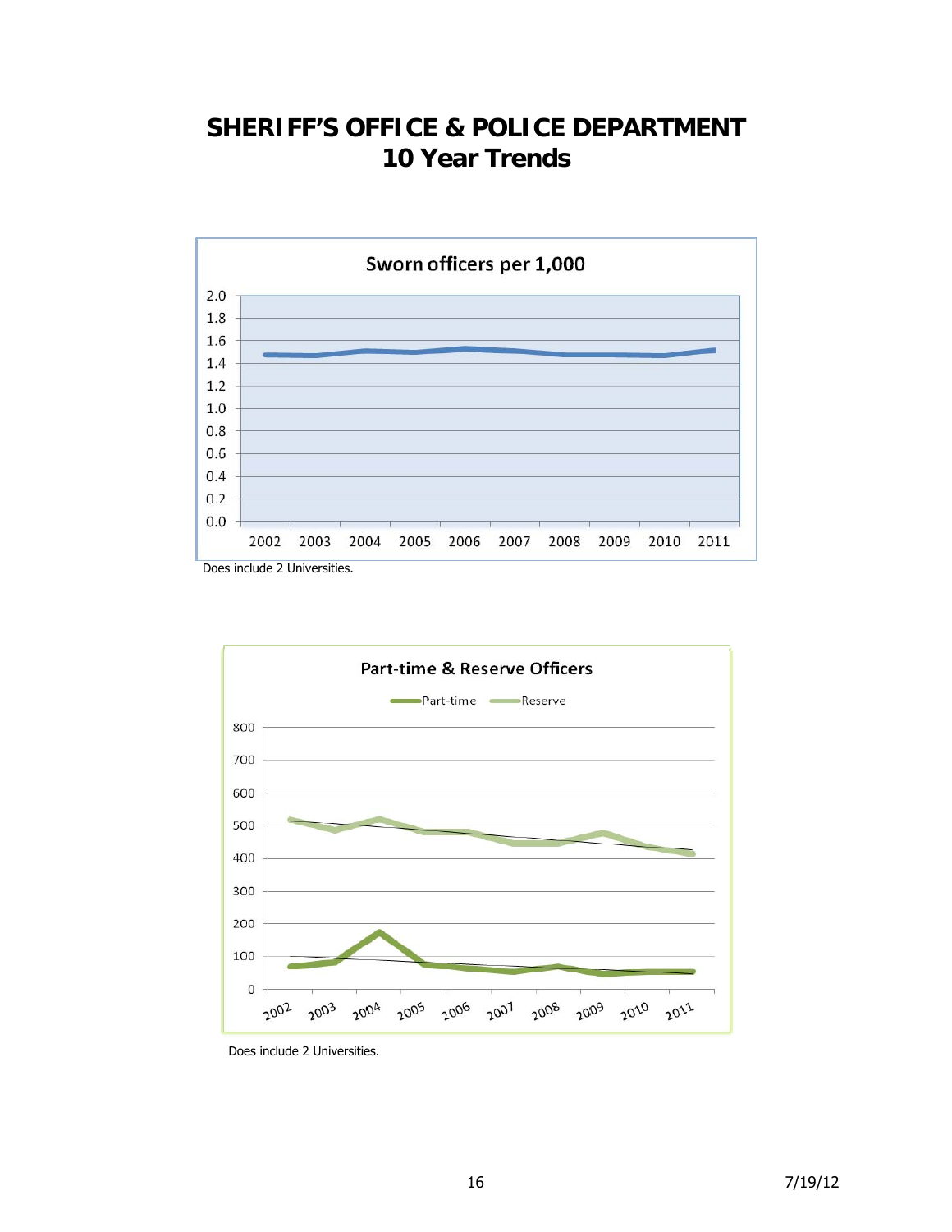# SHERIFF'S OFFICE & POLICE DEPARTMENT 10 Year Trends

**Sworn officers per 1,000**

Does include 2 Universities.

**Part-time & Reserve Officers**

Does include 2 Universities.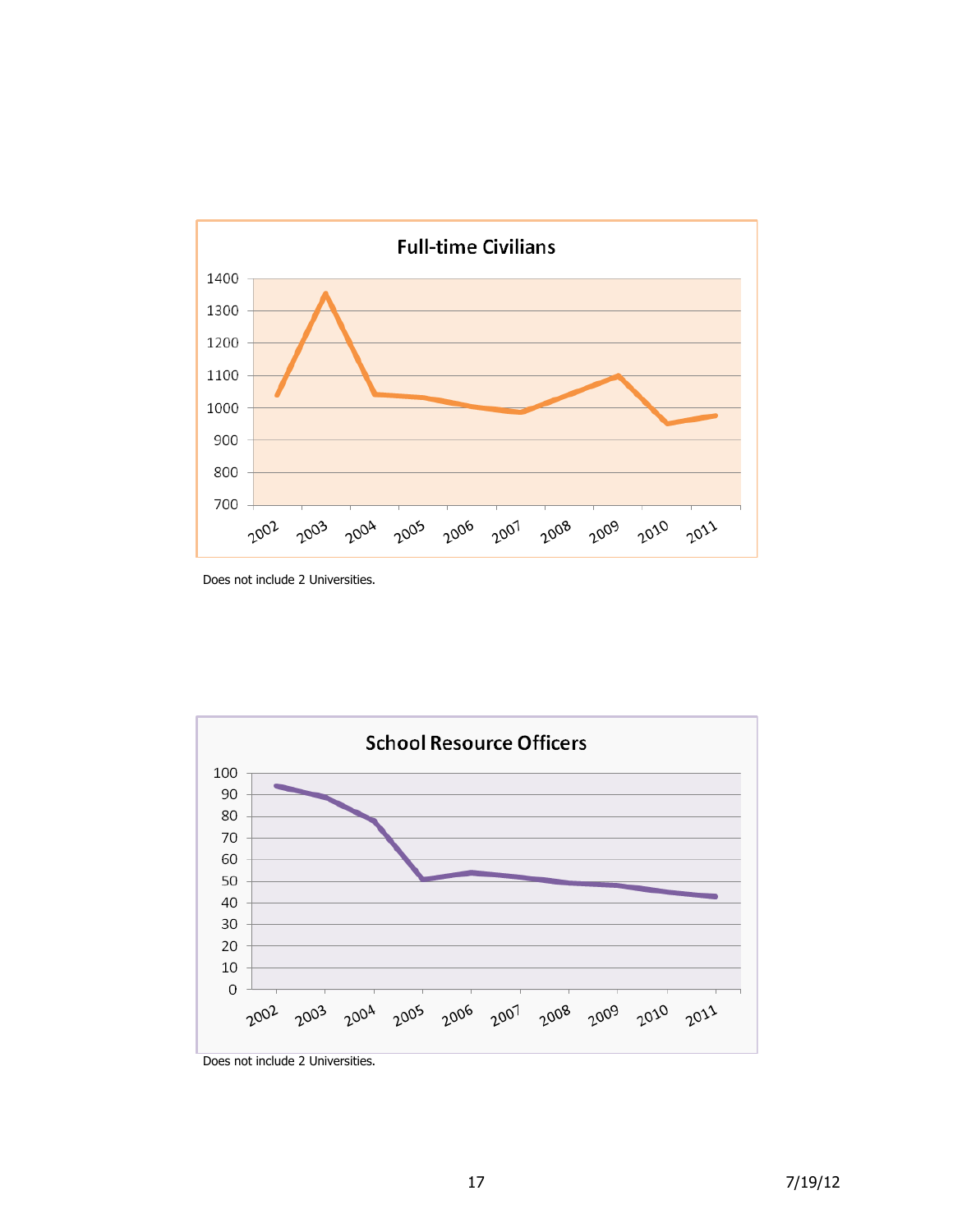Does not include 2 Universities.

Does not include 2 Universities.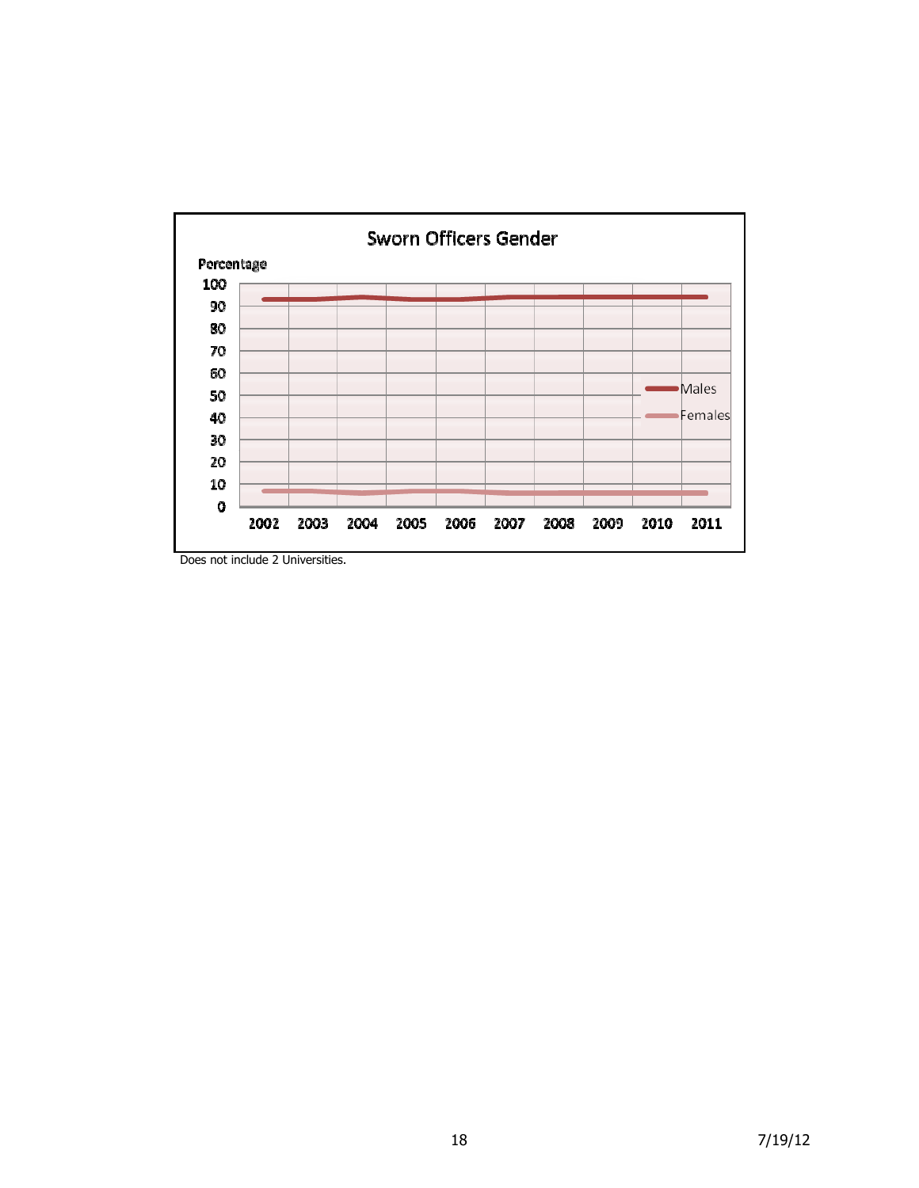Sworn Officers Gender

Percentage

| Year | 2002 | 2003 | 2004 | 2005 | 2006 | 2007 | 2008 | 2009 | 2010 | 2011 |
|---|---|---|---|---|---|---|---|---|---|---|

Males

Females

Does not include 2 Universities.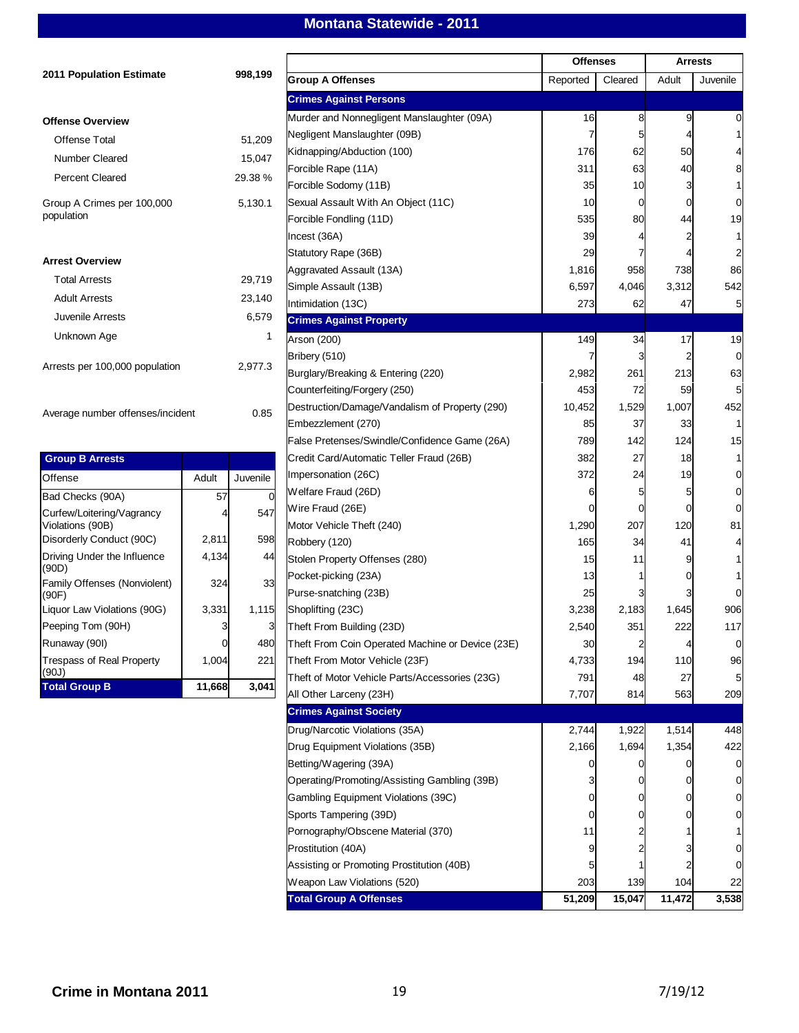# Montana Statewide - 2011

| | |
|---|---|
| **2011 Population Estimate** | **998,199** |

**Offense Overview**

| | |
|---|---|
| Offense Total | 51,209 |
| Number Cleared | 15,047 |
| Percent Cleared | 29.38 % |
| Group A Crimes per 100,000 population | 5,130.1 |

**Arrest Overview**

| | |
|---|---|
| Total Arrests | 29,719 |
| Adult Arrests | 23,140 |
| Juvenile Arrests | 6,579 |
| Unknown Age | 1 |
| Arrests per 100,000 population | 2,977.3 |
| Average number offenses/incident | 0.85 |

| Group B Arrests | | |
|---|---|---|
| Offense | Adult | Juvenile |
| Bad Checks (90A) | 57 | 0 |
| Curfew/Loitering/Vagrancy Violations (90B) | 4 | 547 |
| Disorderly Conduct (90C) | 2,811 | 598 |
| Driving Under the Influence (90D) | 4,134 | 44 |
| Family Offenses (Nonviolent) (90F) | 324 | 33 |
| Liquor Law Violations (90G) | 3,331 | 1,115 |
| Peeping Tom (90H) | 3 | 3 |
| Runaway (90I) | 0 | 480 |
| Trespass of Real Property (90J) | 1,004 | 221 |
| **Total Group B** | **11,668** | **3,041** |

| | Offenses | | Arrests | |
|---|---|---|---|---|
| **Group A Offenses** | Reported | Cleared | Adult | Juvenile |
| **Crimes Against Persons** | | | | |
| Murder and Nonnegligent Manslaughter (09A) | 16 | 8 | 9 | 0 |
| Negligent Manslaughter (09B) | 7 | 5 | 4 | 1 |
| Kidnapping/Abduction (100) | 176 | 62 | 50 | 4 |
| Forcible Rape (11A) | 311 | 63 | 40 | 8 |
| Forcible Sodomy (11B) | 35 | 10 | 3 | 1 |
| Sexual Assault With An Object (11C) | 10 | 0 | 0 | 0 |
| Forcible Fondling (11D) | 535 | 80 | 44 | 19 |
| Incest (36A) | 39 | 4 | 2 | 1 |
| Statutory Rape (36B) | 29 | 7 | 4 | 2 |
| Aggravated Assault (13A) | 1,816 | 958 | 738 | 86 |
| Simple Assault (13B) | 6,597 | 4,046 | 3,312 | 542 |
| Intimidation (13C) | 273 | 62 | 47 | 5 |
| **Crimes Against Property** | | | | |
| Arson (200) | 149 | 34 | 17 | 19 |
| Bribery (510) | 7 | 3 | 2 | 0 |
| Burglary/Breaking & Entering (220) | 2,982 | 261 | 213 | 63 |
| Counterfeiting/Forgery (250) | 453 | 72 | 59 | 5 |
| Destruction/Damage/Vandalism of Property (290) | 10,452 | 1,529 | 1,007 | 452 |
| Embezzlement (270) | 85 | 37 | 33 | 1 |
| False Pretenses/Swindle/Confidence Game (26A) | 789 | 142 | 124 | 15 |
| Credit Card/Automatic Teller Fraud (26B) | 382 | 27 | 18 | 1 |
| Impersonation (26C) | 372 | 24 | 19 | 0 |
| Welfare Fraud (26D) | 6 | 5 | 5 | 0 |
| Wire Fraud (26E) | 0 | 0 | 0 | 0 |
| Motor Vehicle Theft (240) | 1,290 | 207 | 120 | 81 |
| Robbery (120) | 165 | 34 | 41 | 4 |
| Stolen Property Offenses (280) | 15 | 11 | 9 | 1 |
| Pocket-picking (23A) | 13 | 1 | 0 | 1 |
| Purse-snatching (23B) | 25 | 3 | 3 | 0 |
| Shoplifting (23C) | 3,238 | 2,183 | 1,645 | 906 |
| Theft From Building (23D) | 2,540 | 351 | 222 | 117 |
| Theft From Coin Operated Machine or Device (23E) | 30 | 2 | 4 | 0 |
| Theft From Motor Vehicle (23F) | 4,733 | 194 | 110 | 96 |
| Theft of Motor Vehicle Parts/Accessories (23G) | 791 | 48 | 27 | 5 |
| All Other Larceny (23H) | 7,707 | 814 | 563 | 209 |
| **Crimes Against Society** | | | | |
| Drug/Narcotic Violations (35A) | 2,744 | 1,922 | 1,514 | 448 |
| Drug Equipment Violations (35B) | 2,166 | 1,694 | 1,354 | 422 |
| Betting/Wagering (39A) | 0 | 0 | 0 | 0 |
| Operating/Promoting/Assisting Gambling (39B) | 3 | 0 | 0 | 0 |
| Gambling Equipment Violations (39C) | 0 | 0 | 0 | 0 |
| Sports Tampering (39D) | 0 | 0 | 0 | 0 |
| Pornography/Obscene Material (370) | 11 | 2 | 1 | 1 |
| Prostitution (40A) | 9 | 2 | 3 | 0 |
| Assisting or Promoting Prostitution (40B) | 5 | 1 | 2 | 0 |
| Weapon Law Violations (520) | 203 | 139 | 104 | 22 |
| **Total Group A Offenses** | **51,209** | **15,047** | **11,472** | **3,538** |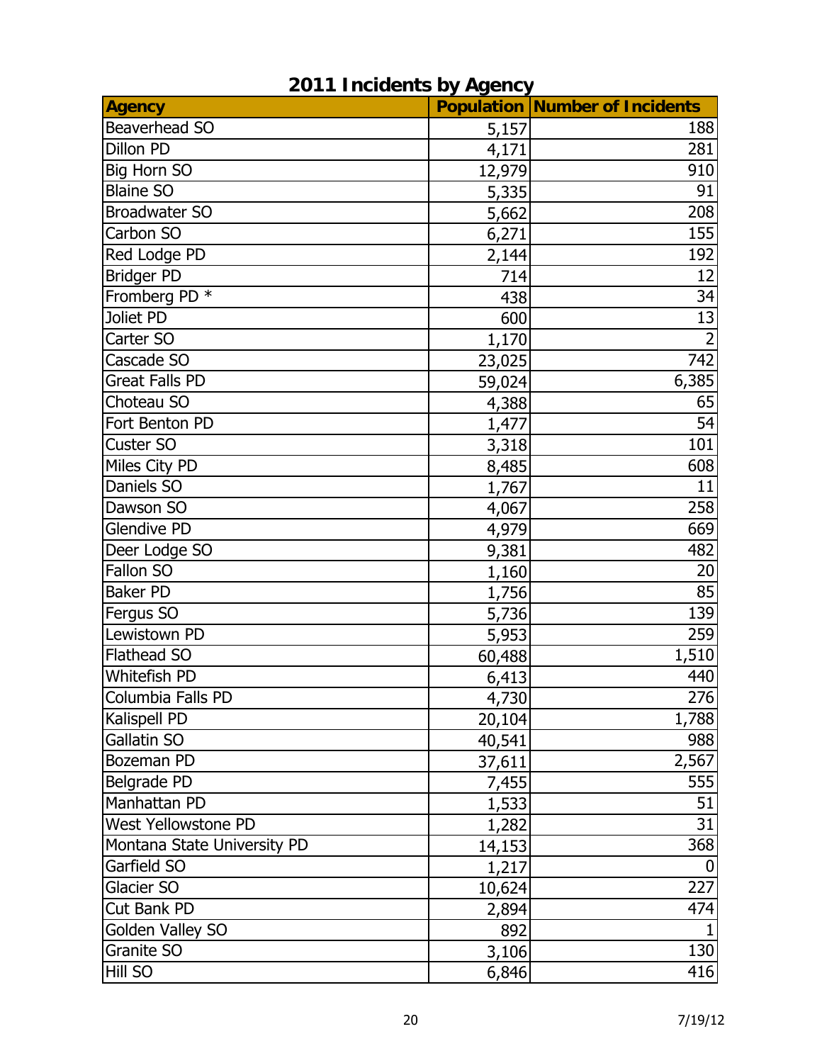## 2011 Incidents by Agency

| Agency | Population | Number of Incidents |
|---|---|---|
| Beaverhead SO | 5,157 | 188 |
| Dillon PD | 4,171 | 281 |
| Big Horn SO | 12,979 | 910 |
| Blaine SO | 5,335 | 91 |
| Broadwater SO | 5,662 | 208 |
| Carbon SO | 6,271 | 155 |
| Red Lodge PD | 2,144 | 192 |
| Bridger PD | 714 | 12 |
| Fromberg PD * | 438 | 34 |
| Joliet PD | 600 | 13 |
| Carter SO | 1,170 | 2 |
| Cascade SO | 23,025 | 742 |
| Great Falls PD | 59,024 | 6,385 |
| Choteau SO | 4,388 | 65 |
| Fort Benton PD | 1,477 | 54 |
| Custer SO | 3,318 | 101 |
| Miles City PD | 8,485 | 608 |
| Daniels SO | 1,767 | 11 |
| Dawson SO | 4,067 | 258 |
| Glendive PD | 4,979 | 669 |
| Deer Lodge SO | 9,381 | 482 |
| Fallon SO | 1,160 | 20 |
| Baker PD | 1,756 | 85 |
| Fergus SO | 5,736 | 139 |
| Lewistown PD | 5,953 | 259 |
| Flathead SO | 60,488 | 1,510 |
| Whitefish PD | 6,413 | 440 |
| Columbia Falls PD | 4,730 | 276 |
| Kalispell PD | 20,104 | 1,788 |
| Gallatin SO | 40,541 | 988 |
| Bozeman PD | 37,611 | 2,567 |
| Belgrade PD | 7,455 | 555 |
| Manhattan PD | 1,533 | 51 |
| West Yellowstone PD | 1,282 | 31 |
| Montana State University PD | 14,153 | 368 |
| Garfield SO | 1,217 | 0 |
| Glacier SO | 10,624 | 227 |
| Cut Bank PD | 2,894 | 474 |
| Golden Valley SO | 892 | 1 |
| Granite SO | 3,106 | 130 |
| Hill SO | 6,846 | 416 |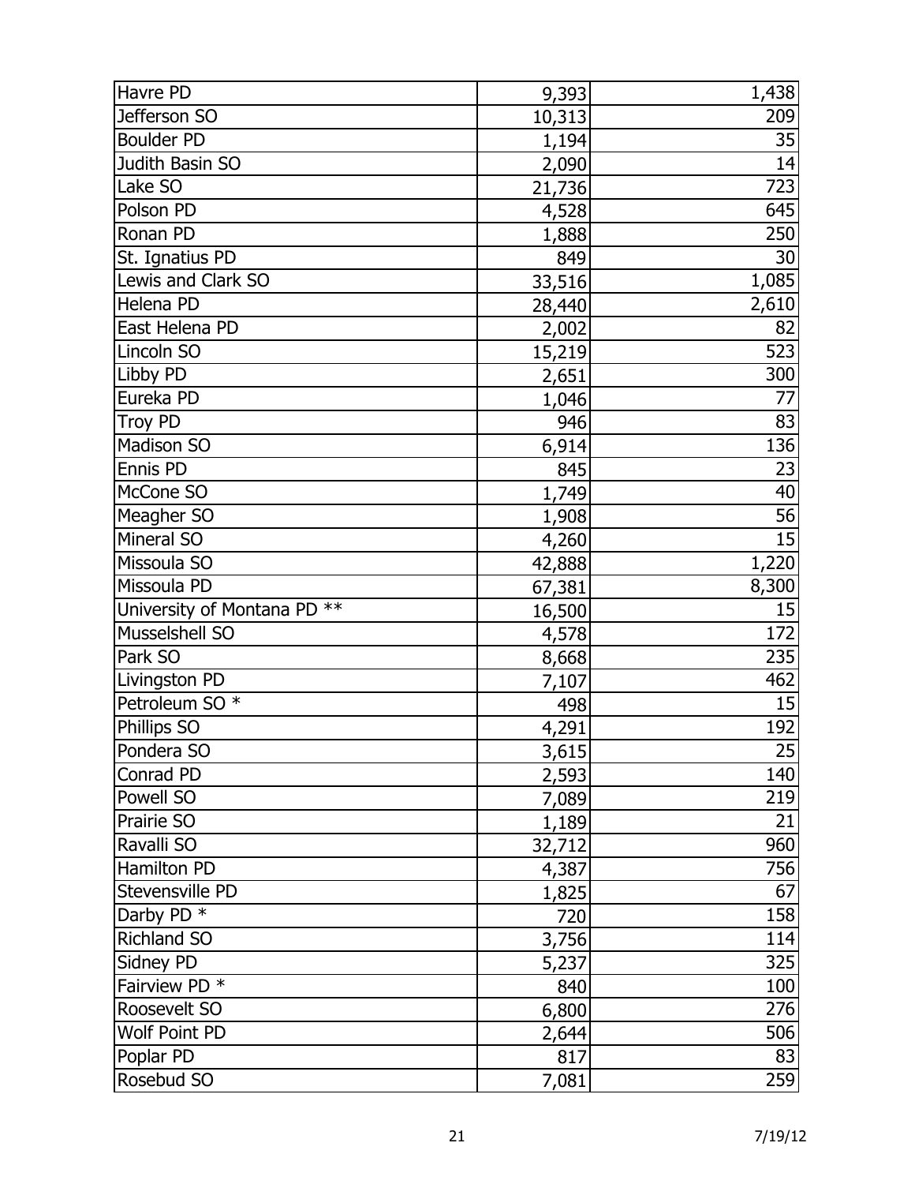| | | |
|---|---|---|
| Havre PD | 9,393 | 1,438 |
| Jefferson SO | 10,313 | 209 |
| Boulder PD | 1,194 | 35 |
| Judith Basin SO | 2,090 | 14 |
| Lake SO | 21,736 | 723 |
| Polson PD | 4,528 | 645 |
| Ronan PD | 1,888 | 250 |
| St. Ignatius PD | 849 | 30 |
| Lewis and Clark SO | 33,516 | 1,085 |
| Helena PD | 28,440 | 2,610 |
| East Helena PD | 2,002 | 82 |
| Lincoln SO | 15,219 | 523 |
| Libby PD | 2,651 | 300 |
| Eureka PD | 1,046 | 77 |
| Troy PD | 946 | 83 |
| Madison SO | 6,914 | 136 |
| Ennis PD | 845 | 23 |
| McCone SO | 1,749 | 40 |
| Meagher SO | 1,908 | 56 |
| Mineral SO | 4,260 | 15 |
| Missoula SO | 42,888 | 1,220 |
| Missoula PD | 67,381 | 8,300 |
| University of Montana PD ** | 16,500 | 15 |
| Musselshell SO | 4,578 | 172 |
| Park SO | 8,668 | 235 |
| Livingston PD | 7,107 | 462 |
| Petroleum SO * | 498 | 15 |
| Phillips SO | 4,291 | 192 |
| Pondera SO | 3,615 | 25 |
| Conrad PD | 2,593 | 140 |
| Powell SO | 7,089 | 219 |
| Prairie SO | 1,189 | 21 |
| Ravalli SO | 32,712 | 960 |
| Hamilton PD | 4,387 | 756 |
| Stevensville PD | 1,825 | 67 |
| Darby PD * | 720 | 158 |
| Richland SO | 3,756 | 114 |
| Sidney PD | 5,237 | 325 |
| Fairview PD * | 840 | 100 |
| Roosevelt SO | 6,800 | 276 |
| Wolf Point PD | 2,644 | 506 |
| Poplar PD | 817 | 83 |
| Rosebud SO | 7,081 | 259 |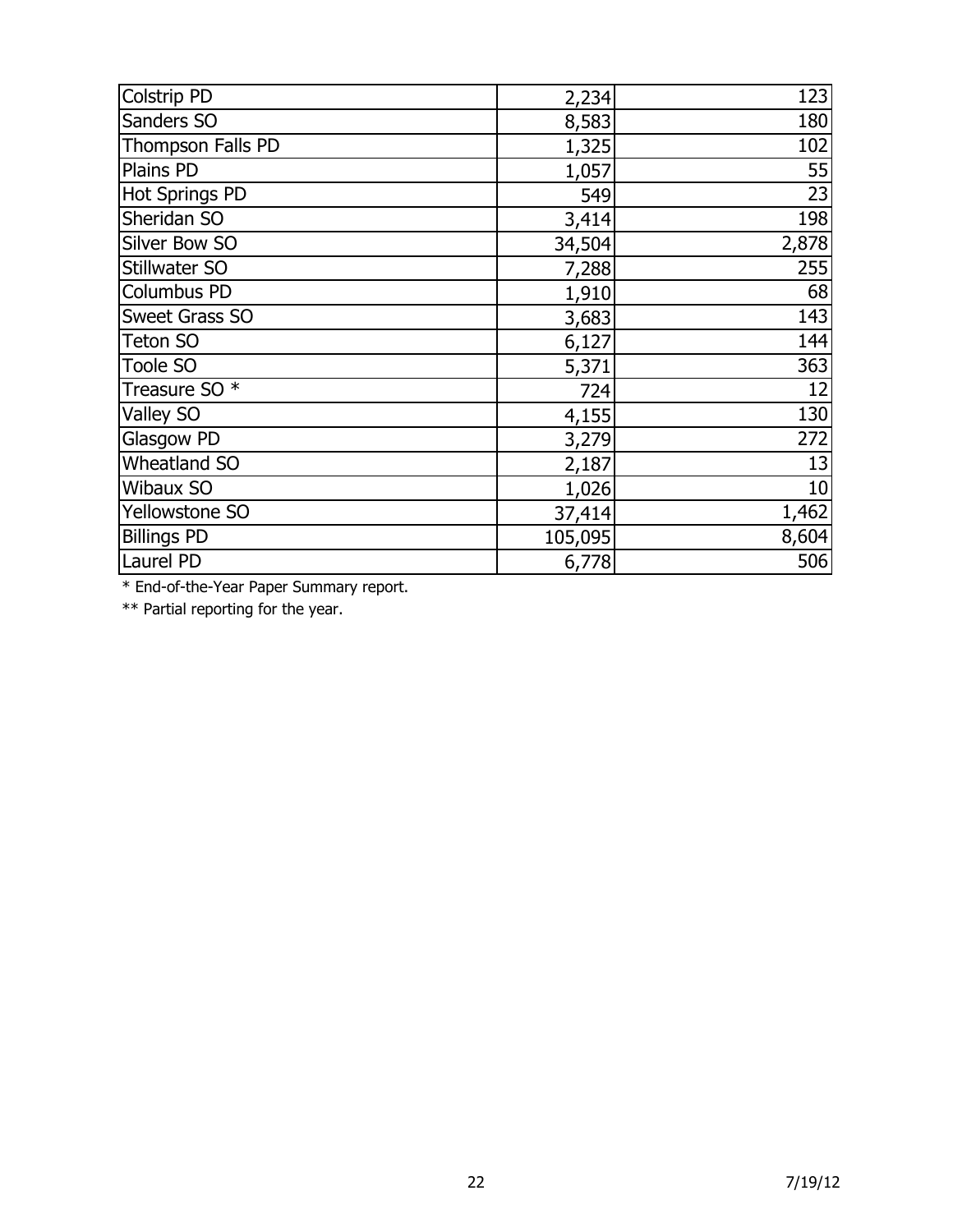| | | |
|---|---|---|
| Colstrip PD | 2,234 | 123 |
| Sanders SO | 8,583 | 180 |
| Thompson Falls PD | 1,325 | 102 |
| Plains PD | 1,057 | 55 |
| Hot Springs PD | 549 | 23 |
| Sheridan SO | 3,414 | 198 |
| Silver Bow SO | 34,504 | 2,878 |
| Stillwater SO | 7,288 | 255 |
| Columbus PD | 1,910 | 68 |
| Sweet Grass SO | 3,683 | 143 |
| Teton SO | 6,127 | 144 |
| Toole SO | 5,371 | 363 |
| Treasure SO * | 724 | 12 |
| Valley SO | 4,155 | 130 |
| Glasgow PD | 3,279 | 272 |
| Wheatland SO | 2,187 | 13 |
| Wibaux SO | 1,026 | 10 |
| Yellowstone SO | 37,414 | 1,462 |
| Billings PD | 105,095 | 8,604 |
| Laurel PD | 6,778 | 506 |

* End-of-the-Year Paper Summary report.

** Partial reporting for the year.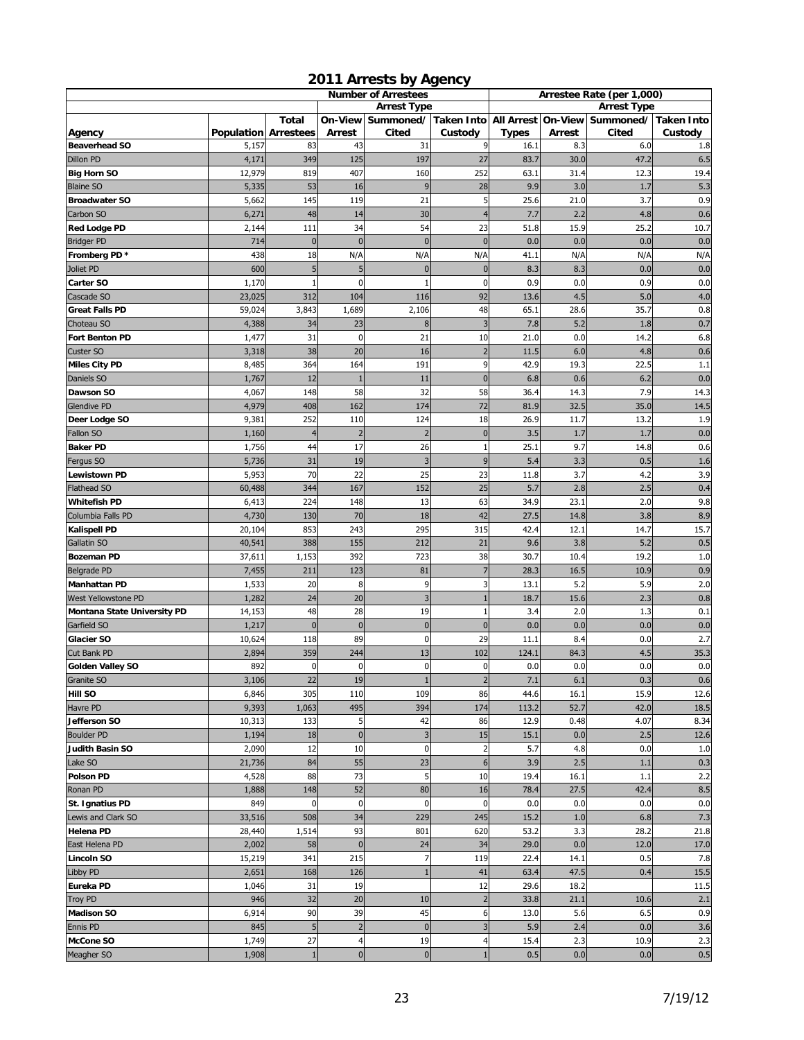# 2011 Arrests by Agency

| Agency | Population | Total Arrestees | Number of Arrestees — Arrest Type: On-View Arrest | Summoned/ Cited | Taken Into Custody | Arrestee Rate (per 1,000): All Arrest Types | Arrest Type: On-View Arrest | Summoned/ Cited | Taken Into Custody |
|---|---|---|---|---|---|---|---|---|---|
| **Beaverhead SO** | 5,157 | 83 | 43 | 31 | 9 | 16.1 | 8.3 | 6.0 | 1.8 |
| Dillon PD | 4,171 | 349 | 125 | 197 | 27 | 83.7 | 30.0 | 47.2 | 6.5 |
| **Big Horn SO** | 12,979 | 819 | 407 | 160 | 252 | 63.1 | 31.4 | 12.3 | 19.4 |
| Blaine SO | 5,335 | 53 | 16 | 9 | 28 | 9.9 | 3.0 | 1.7 | 5.3 |
| **Broadwater SO** | 5,662 | 145 | 119 | 21 | 5 | 25.6 | 21.0 | 3.7 | 0.9 |
| Carbon SO | 6,271 | 48 | 14 | 30 | 4 | 7.7 | 2.2 | 4.8 | 0.6 |
| **Red Lodge PD** | 2,144 | 111 | 34 | 54 | 23 | 51.8 | 15.9 | 25.2 | 10.7 |
| Bridger PD | 714 | 0 | 0 | 0 | 0 | 0.0 | 0.0 | 0.0 | 0.0 |
| **Fromberg PD \*** | 438 | 18 | N/A | N/A | N/A | 41.1 | N/A | N/A | N/A |
| Joliet PD | 600 | 5 | 5 | 0 | 0 | 8.3 | 8.3 | 0.0 | 0.0 |
| **Carter SO** | 1,170 | 1 | 0 | 1 | 0 | 0.9 | 0.0 | 0.9 | 0.0 |
| Cascade SO | 23,025 | 312 | 104 | 116 | 92 | 13.6 | 4.5 | 5.0 | 4.0 |
| **Great Falls PD** | 59,024 | 3,843 | 1,689 | 2,106 | 48 | 65.1 | 28.6 | 35.7 | 0.8 |
| Choteau SO | 4,388 | 34 | 23 | 8 | 3 | 7.8 | 5.2 | 1.8 | 0.7 |
| **Fort Benton PD** | 1,477 | 31 | 0 | 21 | 10 | 21.0 | 0.0 | 14.2 | 6.8 |
| Custer SO | 3,318 | 38 | 20 | 16 | 2 | 11.5 | 6.0 | 4.8 | 0.6 |
| **Miles City PD** | 8,485 | 364 | 164 | 191 | 9 | 42.9 | 19.3 | 22.5 | 1.1 |
| Daniels SO | 1,767 | 12 | 1 | 11 | 0 | 6.8 | 0.6 | 6.2 | 0.0 |
| **Dawson SO** | 4,067 | 148 | 58 | 32 | 58 | 36.4 | 14.3 | 7.9 | 14.3 |
| Glendive PD | 4,979 | 408 | 162 | 174 | 72 | 81.9 | 32.5 | 35.0 | 14.5 |
| **Deer Lodge SO** | 9,381 | 252 | 110 | 124 | 18 | 26.9 | 11.7 | 13.2 | 1.9 |
| Fallon SO | 1,160 | 4 | 2 | 2 | 0 | 3.5 | 1.7 | 1.7 | 0.0 |
| **Baker PD** | 1,756 | 44 | 17 | 26 | 1 | 25.1 | 9.7 | 14.8 | 0.6 |
| Fergus SO | 5,736 | 31 | 19 | 3 | 9 | 5.4 | 3.3 | 0.5 | 1.6 |
| **Lewistown PD** | 5,953 | 70 | 22 | 25 | 23 | 11.8 | 3.7 | 4.2 | 3.9 |
| Flathead SO | 60,488 | 344 | 167 | 152 | 25 | 5.7 | 2.8 | 2.5 | 0.4 |
| **Whitefish PD** | 6,413 | 224 | 148 | 13 | 63 | 34.9 | 23.1 | 2.0 | 9.8 |
| Columbia Falls PD | 4,730 | 130 | 70 | 18 | 42 | 27.5 | 14.8 | 3.8 | 8.9 |
| **Kalispell PD** | 20,104 | 853 | 243 | 295 | 315 | 42.4 | 12.1 | 14.7 | 15.7 |
| Gallatin SO | 40,541 | 388 | 155 | 212 | 21 | 9.6 | 3.8 | 5.2 | 0.5 |
| **Bozeman PD** | 37,611 | 1,153 | 392 | 723 | 38 | 30.7 | 10.4 | 19.2 | 1.0 |
| Belgrade PD | 7,455 | 211 | 123 | 81 | 7 | 28.3 | 16.5 | 10.9 | 0.9 |
| **Manhattan PD** | 1,533 | 20 | 8 | 9 | 3 | 13.1 | 5.2 | 5.9 | 2.0 |
| West Yellowstone PD | 1,282 | 24 | 20 | 3 | 1 | 18.7 | 15.6 | 2.3 | 0.8 |
| **Montana State University PD** | 14,153 | 48 | 28 | 19 | 1 | 3.4 | 2.0 | 1.3 | 0.1 |
| Garfield SO | 1,217 | 0 | 0 | 0 | 0 | 0.0 | 0.0 | 0.0 | 0.0 |
| **Glacier SO** | 10,624 | 118 | 89 | 0 | 29 | 11.1 | 8.4 | 0.0 | 2.7 |
| Cut Bank PD | 2,894 | 359 | 244 | 13 | 102 | 124.1 | 84.3 | 4.5 | 35.3 |
| **Golden Valley SO** | 892 | 0 | 0 | 0 | 0 | 0.0 | 0.0 | 0.0 | 0.0 |
| Granite SO | 3,106 | 22 | 19 | 1 | 2 | 7.1 | 6.1 | 0.3 | 0.6 |
| **Hill SO** | 6,846 | 305 | 110 | 109 | 86 | 44.6 | 16.1 | 15.9 | 12.6 |
| Havre PD | 9,393 | 1,063 | 495 | 394 | 174 | 113.2 | 52.7 | 42.0 | 18.5 |
| **Jefferson SO** | 10,313 | 133 | 5 | 42 | 86 | 12.9 | 0.48 | 4.07 | 8.34 |
| Boulder PD | 1,194 | 18 | 0 | 3 | 15 | 15.1 | 0.0 | 2.5 | 12.6 |
| **Judith Basin SO** | 2,090 | 12 | 10 | 0 | 2 | 5.7 | 4.8 | 0.0 | 1.0 |
| Lake SO | 21,736 | 84 | 55 | 23 | 6 | 3.9 | 2.5 | 1.1 | 0.3 |
| **Polson PD** | 4,528 | 88 | 73 | 5 | 10 | 19.4 | 16.1 | 1.1 | 2.2 |
| Ronan PD | 1,888 | 148 | 52 | 80 | 16 | 78.4 | 27.5 | 42.4 | 8.5 |
| **St. Ignatius PD** | 849 | 0 | 0 | 0 | 0 | 0.0 | 0.0 | 0.0 | 0.0 |
| Lewis and Clark SO | 33,516 | 508 | 34 | 229 | 245 | 15.2 | 1.0 | 6.8 | 7.3 |
| **Helena PD** | 28,440 | 1,514 | 93 | 801 | 620 | 53.2 | 3.3 | 28.2 | 21.8 |
| East Helena PD | 2,002 | 58 | 0 | 24 | 34 | 29.0 | 0.0 | 12.0 | 17.0 |
| **Lincoln SO** | 15,219 | 341 | 215 | 7 | 119 | 22.4 | 14.1 | 0.5 | 7.8 |
| Libby PD | 2,651 | 168 | 126 | 1 | 41 | 63.4 | 47.5 | 0.4 | 15.5 |
| **Eureka PD** | 1,046 | 31 | 19 | | 12 | 29.6 | 18.2 | | 11.5 |
| Troy PD | 946 | 32 | 20 | 10 | 2 | 33.8 | 21.1 | 10.6 | 2.1 |
| **Madison SO** | 6,914 | 90 | 39 | 45 | 6 | 13.0 | 5.6 | 6.5 | 0.9 |
| Ennis PD | 845 | 5 | 2 | 0 | 3 | 5.9 | 2.4 | 0.0 | 3.6 |
| **McCone SO** | 1,749 | 27 | 4 | 19 | 4 | 15.4 | 2.3 | 10.9 | 2.3 |
| Meagher SO | 1,908 | 1 | 0 | 0 | 1 | 0.5 | 0.0 | 0.0 | 0.5 |

7/19/12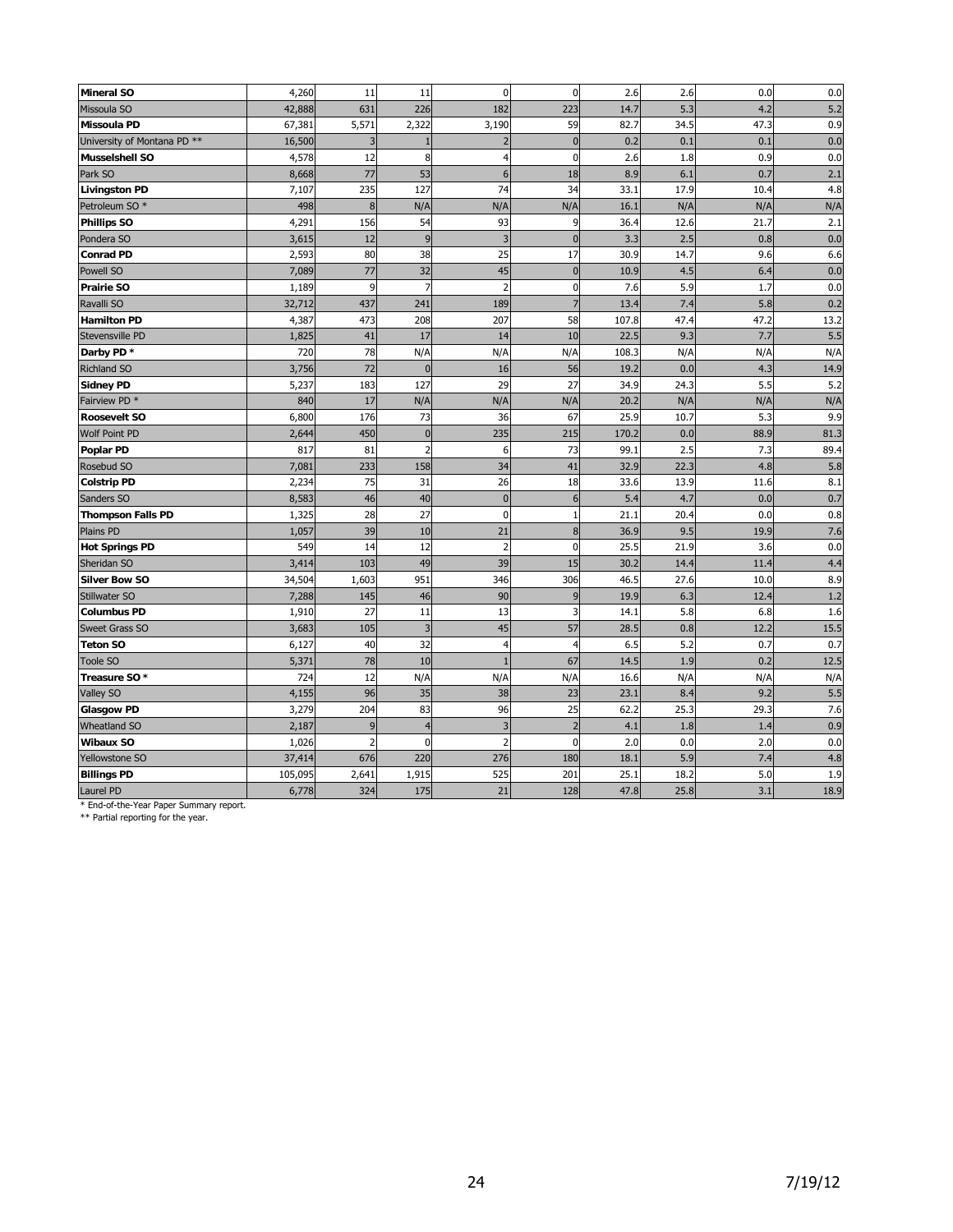| | | | | | | | | | |
|---|---|---|---|---|---|---|---|---|---|
| **Mineral SO** | 4,260 | 11 | 11 | 0 | 0 | 2.6 | 2.6 | 0.0 | 0.0 |
| Missoula SO | 42,888 | 631 | 226 | 182 | 223 | 14.7 | 5.3 | 4.2 | 5.2 |
| **Missoula PD** | 67,381 | 5,571 | 2,322 | 3,190 | 59 | 82.7 | 34.5 | 47.3 | 0.9 |
| University of Montana PD ** | 16,500 | 3 | 1 | 2 | 0 | 0.2 | 0.1 | 0.1 | 0.0 |
| **Musselshell SO** | 4,578 | 12 | 8 | 4 | 0 | 2.6 | 1.8 | 0.9 | 0.0 |
| Park SO | 8,668 | 77 | 53 | 6 | 18 | 8.9 | 6.1 | 0.7 | 2.1 |
| **Livingston PD** | 7,107 | 235 | 127 | 74 | 34 | 33.1 | 17.9 | 10.4 | 4.8 |
| Petroleum SO * | 498 | 8 | N/A | N/A | N/A | 16.1 | N/A | N/A | N/A |
| **Phillips SO** | 4,291 | 156 | 54 | 93 | 9 | 36.4 | 12.6 | 21.7 | 2.1 |
| Pondera SO | 3,615 | 12 | 9 | 3 | 0 | 3.3 | 2.5 | 0.8 | 0.0 |
| **Conrad PD** | 2,593 | 80 | 38 | 25 | 17 | 30.9 | 14.7 | 9.6 | 6.6 |
| Powell SO | 7,089 | 77 | 32 | 45 | 0 | 10.9 | 4.5 | 6.4 | 0.0 |
| **Prairie SO** | 1,189 | 9 | 7 | 2 | 0 | 7.6 | 5.9 | 1.7 | 0.0 |
| Ravalli SO | 32,712 | 437 | 241 | 189 | 7 | 13.4 | 7.4 | 5.8 | 0.2 |
| **Hamilton PD** | 4,387 | 473 | 208 | 207 | 58 | 107.8 | 47.4 | 47.2 | 13.2 |
| Stevensville PD | 1,825 | 41 | 17 | 14 | 10 | 22.5 | 9.3 | 7.7 | 5.5 |
| **Darby PD** * | 720 | 78 | N/A | N/A | N/A | 108.3 | N/A | N/A | N/A |
| Richland SO | 3,756 | 72 | 0 | 16 | 56 | 19.2 | 0.0 | 4.3 | 14.9 |
| **Sidney PD** | 5,237 | 183 | 127 | 29 | 27 | 34.9 | 24.3 | 5.5 | 5.2 |
| Fairview PD * | 840 | 17 | N/A | N/A | N/A | 20.2 | N/A | N/A | N/A |
| **Roosevelt SO** | 6,800 | 176 | 73 | 36 | 67 | 25.9 | 10.7 | 5.3 | 9.9 |
| Wolf Point PD | 2,644 | 450 | 0 | 235 | 215 | 170.2 | 0.0 | 88.9 | 81.3 |
| **Poplar PD** | 817 | 81 | 2 | 6 | 73 | 99.1 | 2.5 | 7.3 | 89.4 |
| Rosebud SO | 7,081 | 233 | 158 | 34 | 41 | 32.9 | 22.3 | 4.8 | 5.8 |
| **Colstrip PD** | 2,234 | 75 | 31 | 26 | 18 | 33.6 | 13.9 | 11.6 | 8.1 |
| Sanders SO | 8,583 | 46 | 40 | 0 | 6 | 5.4 | 4.7 | 0.0 | 0.7 |
| **Thompson Falls PD** | 1,325 | 28 | 27 | 0 | 1 | 21.1 | 20.4 | 0.0 | 0.8 |
| Plains PD | 1,057 | 39 | 10 | 21 | 8 | 36.9 | 9.5 | 19.9 | 7.6 |
| **Hot Springs PD** | 549 | 14 | 12 | 2 | 0 | 25.5 | 21.9 | 3.6 | 0.0 |
| Sheridan SO | 3,414 | 103 | 49 | 39 | 15 | 30.2 | 14.4 | 11.4 | 4.4 |
| **Silver Bow SO** | 34,504 | 1,603 | 951 | 346 | 306 | 46.5 | 27.6 | 10.0 | 8.9 |
| Stillwater SO | 7,288 | 145 | 46 | 90 | 9 | 19.9 | 6.3 | 12.4 | 1.2 |
| **Columbus PD** | 1,910 | 27 | 11 | 13 | 3 | 14.1 | 5.8 | 6.8 | 1.6 |
| Sweet Grass SO | 3,683 | 105 | 3 | 45 | 57 | 28.5 | 0.8 | 12.2 | 15.5 |
| **Teton SO** | 6,127 | 40 | 32 | 4 | 4 | 6.5 | 5.2 | 0.7 | 0.7 |
| Toole SO | 5,371 | 78 | 10 | 1 | 67 | 14.5 | 1.9 | 0.2 | 12.5 |
| **Treasure SO** * | 724 | 12 | N/A | N/A | N/A | 16.6 | N/A | N/A | N/A |
| Valley SO | 4,155 | 96 | 35 | 38 | 23 | 23.1 | 8.4 | 9.2 | 5.5 |
| **Glasgow PD** | 3,279 | 204 | 83 | 96 | 25 | 62.2 | 25.3 | 29.3 | 7.6 |
| Wheatland SO | 2,187 | 9 | 4 | 3 | 2 | 4.1 | 1.8 | 1.4 | 0.9 |
| **Wibaux SO** | 1,026 | 2 | 0 | 2 | 0 | 2.0 | 0.0 | 2.0 | 0.0 |
| Yellowstone SO | 37,414 | 676 | 220 | 276 | 180 | 18.1 | 5.9 | 7.4 | 4.8 |
| **Billings PD** | 105,095 | 2,641 | 1,915 | 525 | 201 | 25.1 | 18.2 | 5.0 | 1.9 |
| Laurel PD | 6,778 | 324 | 175 | 21 | 128 | 47.8 | 25.8 | 3.1 | 18.9 |

* End-of-the-Year Paper Summary report.
** Partial reporting for the year.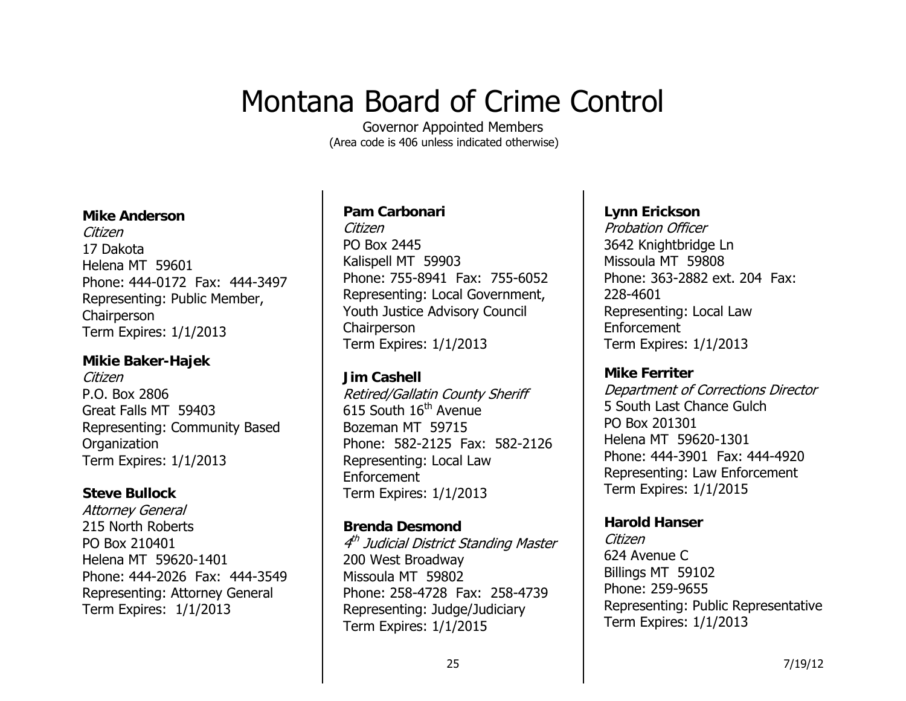# Montana Board of Crime Control

Governor Appointed Members
(Area code is 406 unless indicated otherwise)

**Mike Anderson**
*Citizen*
17 Dakota
Helena MT 59601
Phone: 444-0172 Fax: 444-3497
Representing: Public Member, Chairperson
Term Expires: 1/1/2013

**Mikie Baker-Hajek**
*Citizen*
P.O. Box 2806
Great Falls MT 59403
Representing: Community Based Organization
Term Expires: 1/1/2013

**Steve Bullock**
*Attorney General*
215 North Roberts
PO Box 210401
Helena MT 59620-1401
Phone: 444-2026 Fax: 444-3549
Representing: Attorney General
Term Expires: 1/1/2013

**Pam Carbonari**
*Citizen*
PO Box 2445
Kalispell MT 59903
Phone: 755-8941 Fax: 755-6052
Representing: Local Government, Youth Justice Advisory Council Chairperson
Term Expires: 1/1/2013

**Jim Cashell**
*Retired/Gallatin County Sheriff*
615 South 16th Avenue
Bozeman MT 59715
Phone: 582-2125 Fax: 582-2126
Representing: Local Law Enforcement
Term Expires: 1/1/2013

**Brenda Desmond**
*4th Judicial District Standing Master*
200 West Broadway
Missoula MT 59802
Phone: 258-4728 Fax: 258-4739
Representing: Judge/Judiciary
Term Expires: 1/1/2015

**Lynn Erickson**
*Probation Officer*
3642 Knightbridge Ln
Missoula MT 59808
Phone: 363-2882 ext. 204 Fax: 228-4601
Representing: Local Law Enforcement
Term Expires: 1/1/2013

**Mike Ferriter**
*Department of Corrections Director*
5 South Last Chance Gulch
PO Box 201301
Helena MT 59620-1301
Phone: 444-3901 Fax: 444-4920
Representing: Law Enforcement
Term Expires: 1/1/2015

**Harold Hanser**
*Citizen*
624 Avenue C
Billings MT 59102
Phone: 259-9655
Representing: Public Representative
Term Expires: 1/1/2013

7/19/12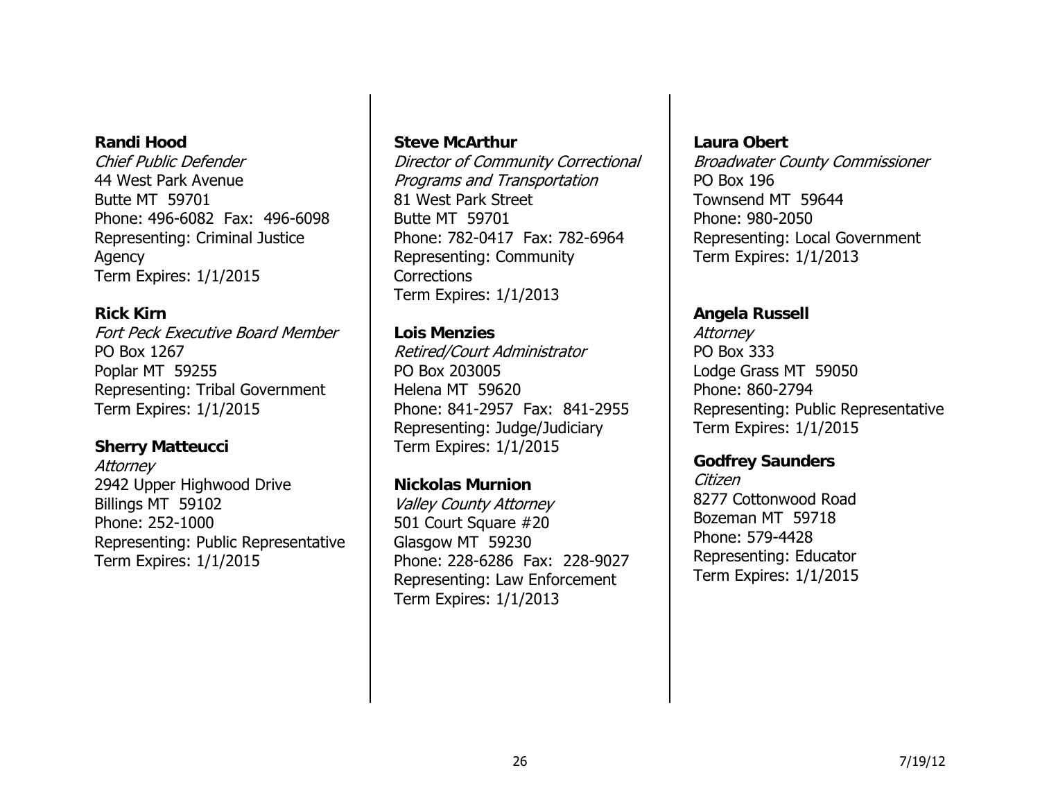**Randi Hood**
*Chief Public Defender*
44 West Park Avenue
Butte MT 59701
Phone: 496-6082 Fax: 496-6098
Representing: Criminal Justice Agency
Term Expires: 1/1/2015

**Rick Kirn**
*Fort Peck Executive Board Member*
PO Box 1267
Poplar MT 59255
Representing: Tribal Government
Term Expires: 1/1/2015

**Sherry Matteucci**
*Attorney*
2942 Upper Highwood Drive
Billings MT 59102
Phone: 252-1000
Representing: Public Representative
Term Expires: 1/1/2015

**Steve McArthur**
*Director of Community Correctional Programs and Transportation*
81 West Park Street
Butte MT 59701
Phone: 782-0417 Fax: 782-6964
Representing: Community Corrections
Term Expires: 1/1/2013

**Lois Menzies**
*Retired/Court Administrator*
PO Box 203005
Helena MT 59620
Phone: 841-2957 Fax: 841-2955
Representing: Judge/Judiciary
Term Expires: 1/1/2015

**Nickolas Murnion**
*Valley County Attorney*
501 Court Square #20
Glasgow MT 59230
Phone: 228-6286 Fax: 228-9027
Representing: Law Enforcement
Term Expires: 1/1/2013

**Laura Obert**
*Broadwater County Commissioner*
PO Box 196
Townsend MT 59644
Phone: 980-2050
Representing: Local Government
Term Expires: 1/1/2013

**Angela Russell**
*Attorney*
PO Box 333
Lodge Grass MT 59050
Phone: 860-2794
Representing: Public Representative
Term Expires: 1/1/2015

**Godfrey Saunders**
*Citizen*
8277 Cottonwood Road
Bozeman MT 59718
Phone: 579-4428
Representing: Educator
Term Expires: 1/1/2015